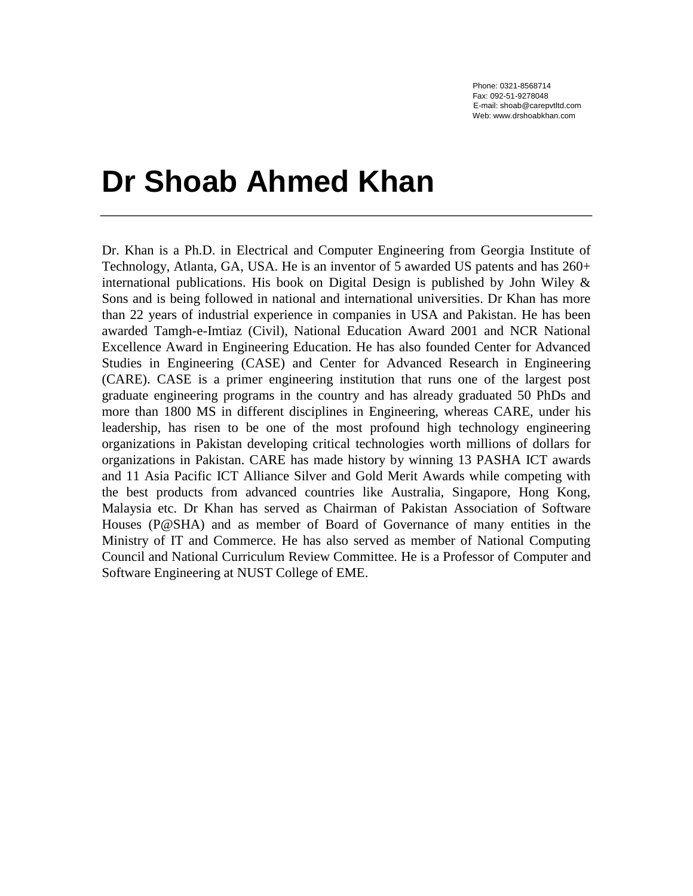Phone: 0321-8568714
Fax: 092-51-9278048
E-mail: shoab@carepvtltd.com
Web: www.drshoabkhan.com

# Dr Shoab Ahmed Khan

---

Dr. Khan is a Ph.D. in Electrical and Computer Engineering from Georgia Institute of Technology, Atlanta, GA, USA. He is an inventor of 5 awarded US patents and has 260+ international publications. His book on Digital Design is published by John Wiley & Sons and is being followed in national and international universities. Dr Khan has more than 22 years of industrial experience in companies in USA and Pakistan. He has been awarded Tamgh-e-Imtiaz (Civil), National Education Award 2001 and NCR National Excellence Award in Engineering Education. He has also founded Center for Advanced Studies in Engineering (CASE) and Center for Advanced Research in Engineering (CARE). CASE is a primer engineering institution that runs one of the largest post graduate engineering programs in the country and has already graduated 50 PhDs and more than 1800 MS in different disciplines in Engineering, whereas CARE, under his leadership, has risen to be one of the most profound high technology engineering organizations in Pakistan developing critical technologies worth millions of dollars for organizations in Pakistan. CARE has made history by winning 13 PASHA ICT awards and 11 Asia Pacific ICT Alliance Silver and Gold Merit Awards while competing with the best products from advanced countries like Australia, Singapore, Hong Kong, Malaysia etc. Dr Khan has served as Chairman of Pakistan Association of Software Houses (P@SHA) and as member of Board of Governance of many entities in the Ministry of IT and Commerce. He has also served as member of National Computing Council and National Curriculum Review Committee. He is a Professor of Computer and Software Engineering at NUST College of EME.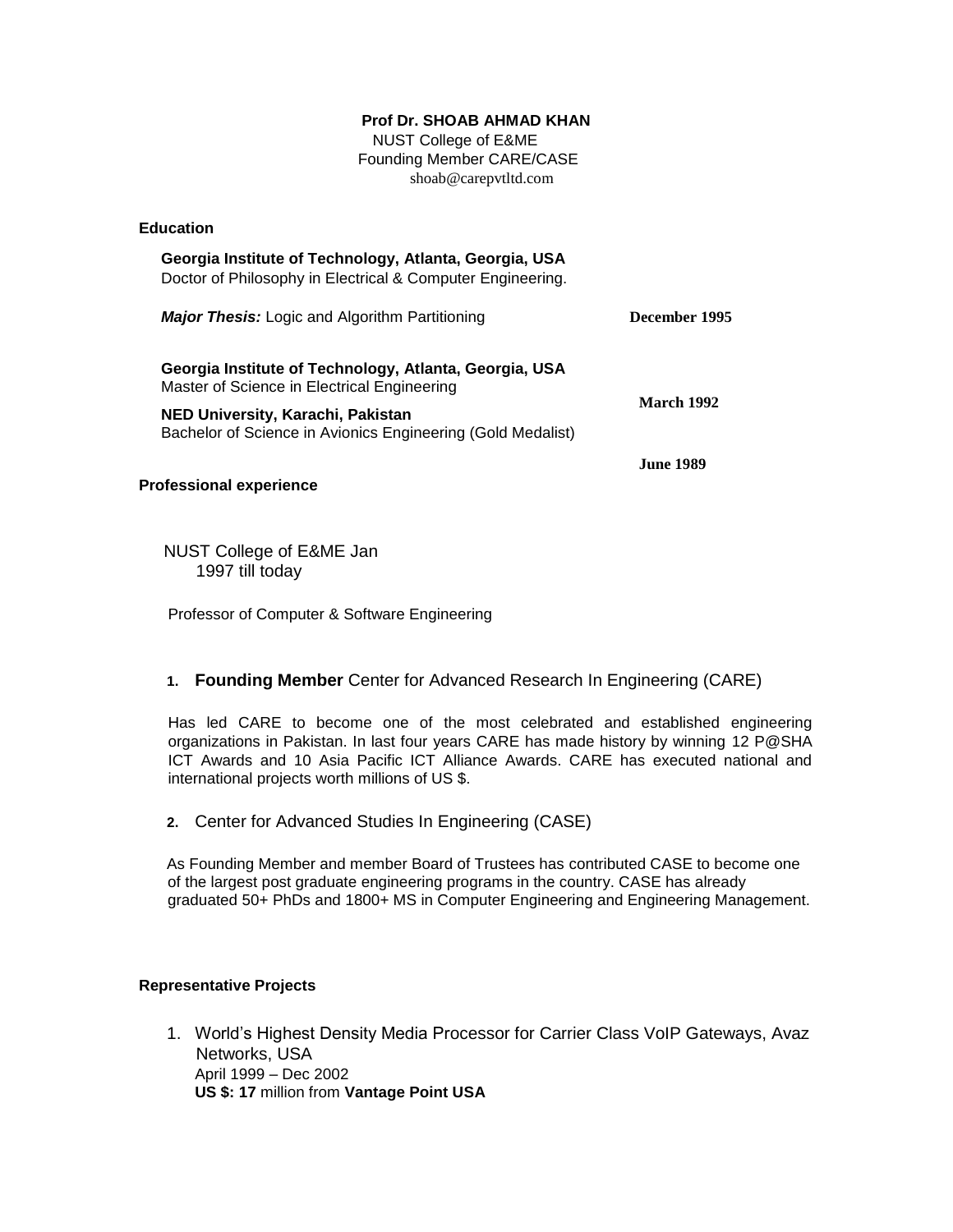**Prof Dr. SHOAB AHMAD KHAN**
NUST College of E&ME
Founding Member CARE/CASE
shoab@carepvtltd.com

## Education

**Georgia Institute of Technology, Atlanta, Georgia, USA**
Doctor of Philosophy in Electrical & Computer Engineering.

***Major Thesis:*** Logic and Algorithm Partitioning — **December 1995**

**Georgia Institute of Technology, Atlanta, Georgia, USA**
Master of Science in Electrical Engineering — **March 1992**

**NED University, Karachi, Pakistan**
Bachelor of Science in Avionics Engineering (Gold Medalist) — **June 1989**

## Professional experience

NUST College of E&ME Jan 1997 till today

Professor of Computer & Software Engineering

1. **Founding Member** Center for Advanced Research In Engineering (CARE)

   Has led CARE to become one of the most celebrated and established engineering organizations in Pakistan. In last four years CARE has made history by winning 12 P@SHA ICT Awards and 10 Asia Pacific ICT Alliance Awards. CARE has executed national and international projects worth millions of US $.

2. Center for Advanced Studies In Engineering (CASE)

   As Founding Member and member Board of Trustees has contributed CASE to become one of the largest post graduate engineering programs in the country. CASE has already graduated 50+ PhDs and 1800+ MS in Computer Engineering and Engineering Management.

## Representative Projects

1. World's Highest Density Media Processor for Carrier Class VoIP Gateways, Avaz Networks, USA
   April 1999 – Dec 2002
   **US $: 17** million from **Vantage Point USA**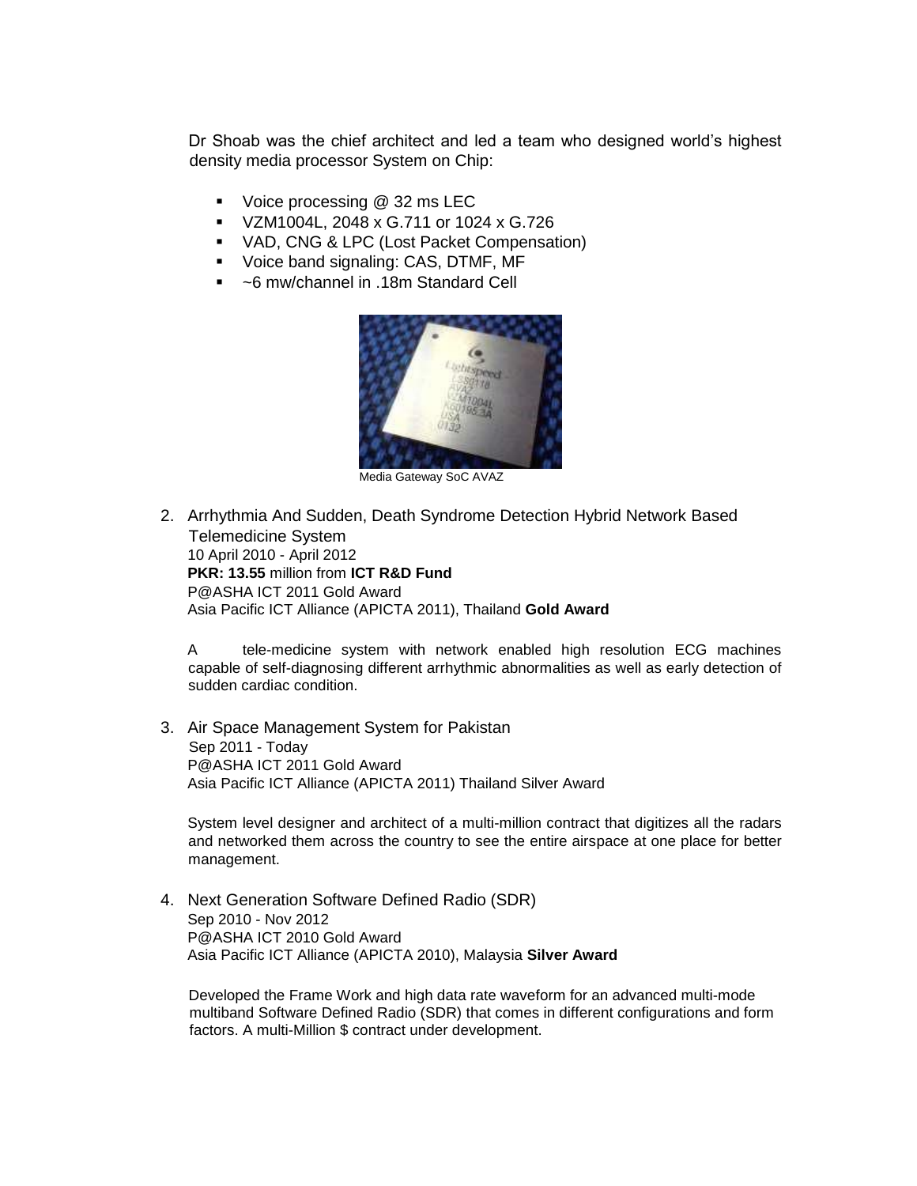Dr Shoab was the chief architect and led a team who designed world's highest density media processor System on Chip:

- Voice processing @ 32 ms LEC
- VZM1004L, 2048 x G.711 or 1024 x G.726
- VAD, CNG & LPC (Lost Packet Compensation)
- Voice band signaling: CAS, DTMF, MF
- ~6 mw/channel in .18m Standard Cell

Media Gateway SoC AVAZ

2. Arrhythmia And Sudden, Death Syndrome Detection Hybrid Network Based Telemedicine System
   10 April 2010 - April 2012
   **PKR: 13.55** million from **ICT R&D Fund**
   P@ASHA ICT 2011 Gold Award
   Asia Pacific ICT Alliance (APICTA 2011), Thailand **Gold Award**

   A tele-medicine system with network enabled high resolution ECG machines capable of self-diagnosing different arrhythmic abnormalities as well as early detection of sudden cardiac condition.

3. Air Space Management System for Pakistan
   Sep 2011 - Today
   P@ASHA ICT 2011 Gold Award
   Asia Pacific ICT Alliance (APICTA 2011) Thailand Silver Award

   System level designer and architect of a multi-million contract that digitizes all the radars and networked them across the country to see the entire airspace at one place for better management.

4. Next Generation Software Defined Radio (SDR)
   Sep 2010 - Nov 2012
   P@ASHA ICT 2010 Gold Award
   Asia Pacific ICT Alliance (APICTA 2010), Malaysia **Silver Award**

   Developed the Frame Work and high data rate waveform for an advanced multi-mode multiband Software Defined Radio (SDR) that comes in different configurations and form factors. A multi-Million $ contract under development.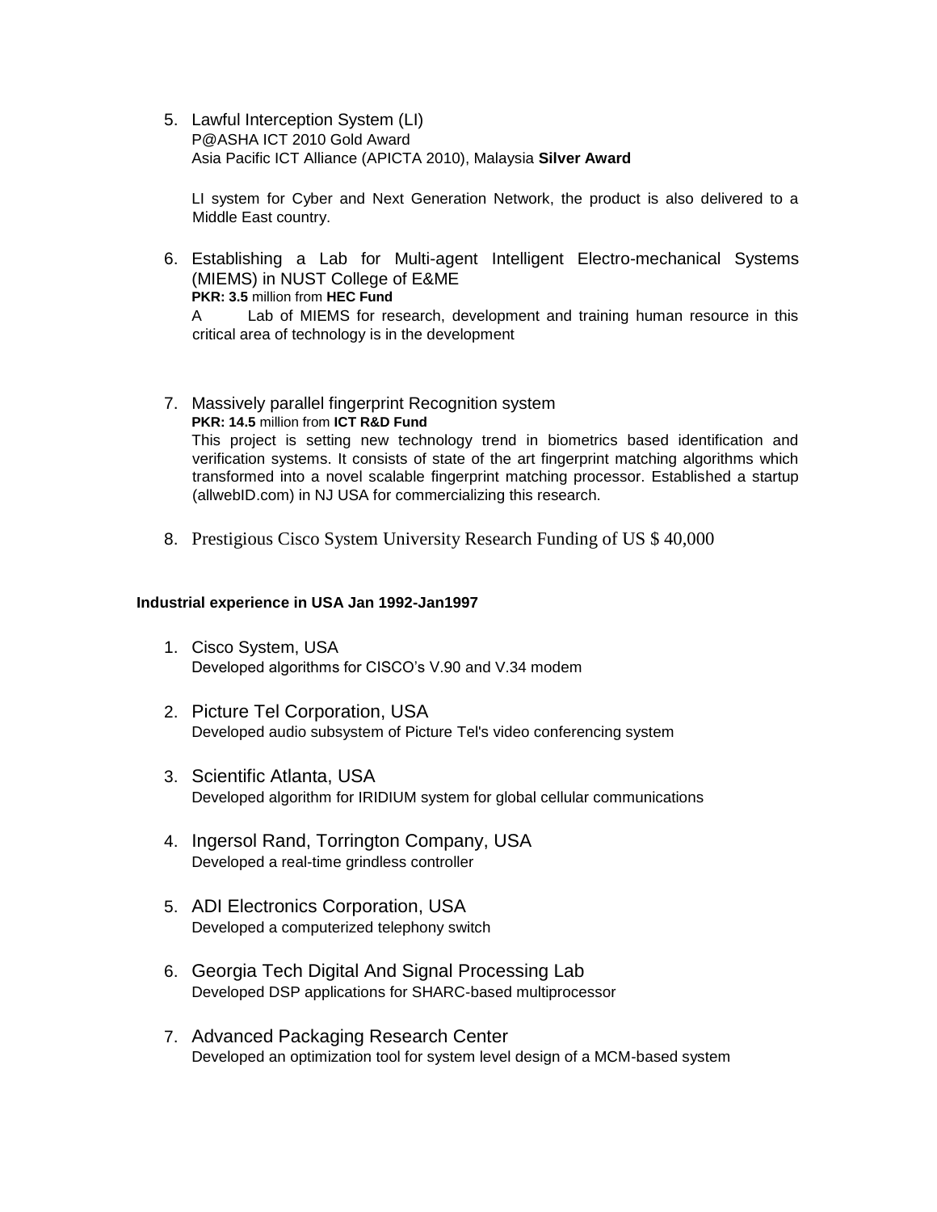5. Lawful Interception System (LI)
   P@ASHA ICT 2010 Gold Award
   Asia Pacific ICT Alliance (APICTA 2010), Malaysia **Silver Award**

   LI system for Cyber and Next Generation Network, the product is also delivered to a Middle East country.

6. Establishing a Lab for Multi-agent Intelligent Electro-mechanical Systems (MIEMS) in NUST College of E&ME
   **PKR: 3.5** million from **HEC Fund**
   A Lab of MIEMS for research, development and training human resource in this critical area of technology is in the development

7. Massively parallel fingerprint Recognition system
   **PKR: 14.5** million from **ICT R&D Fund**
   This project is setting new technology trend in biometrics based identification and verification systems. It consists of state of the art fingerprint matching algorithms which transformed into a novel scalable fingerprint matching processor. Established a startup (allwebID.com) in NJ USA for commercializing this research.

8. Prestigious Cisco System University Research Funding of US $ 40,000

**Industrial experience in USA Jan 1992-Jan1997**

1. Cisco System, USA
   Developed algorithms for CISCO's V.90 and V.34 modem

2. Picture Tel Corporation, USA
   Developed audio subsystem of Picture Tel's video conferencing system

3. Scientific Atlanta, USA
   Developed algorithm for IRIDIUM system for global cellular communications

4. Ingersol Rand, Torrington Company, USA
   Developed a real-time grindless controller

5. ADI Electronics Corporation, USA
   Developed a computerized telephony switch

6. Georgia Tech Digital And Signal Processing Lab
   Developed DSP applications for SHARC-based multiprocessor

7. Advanced Packaging Research Center
   Developed an optimization tool for system level design of a MCM-based system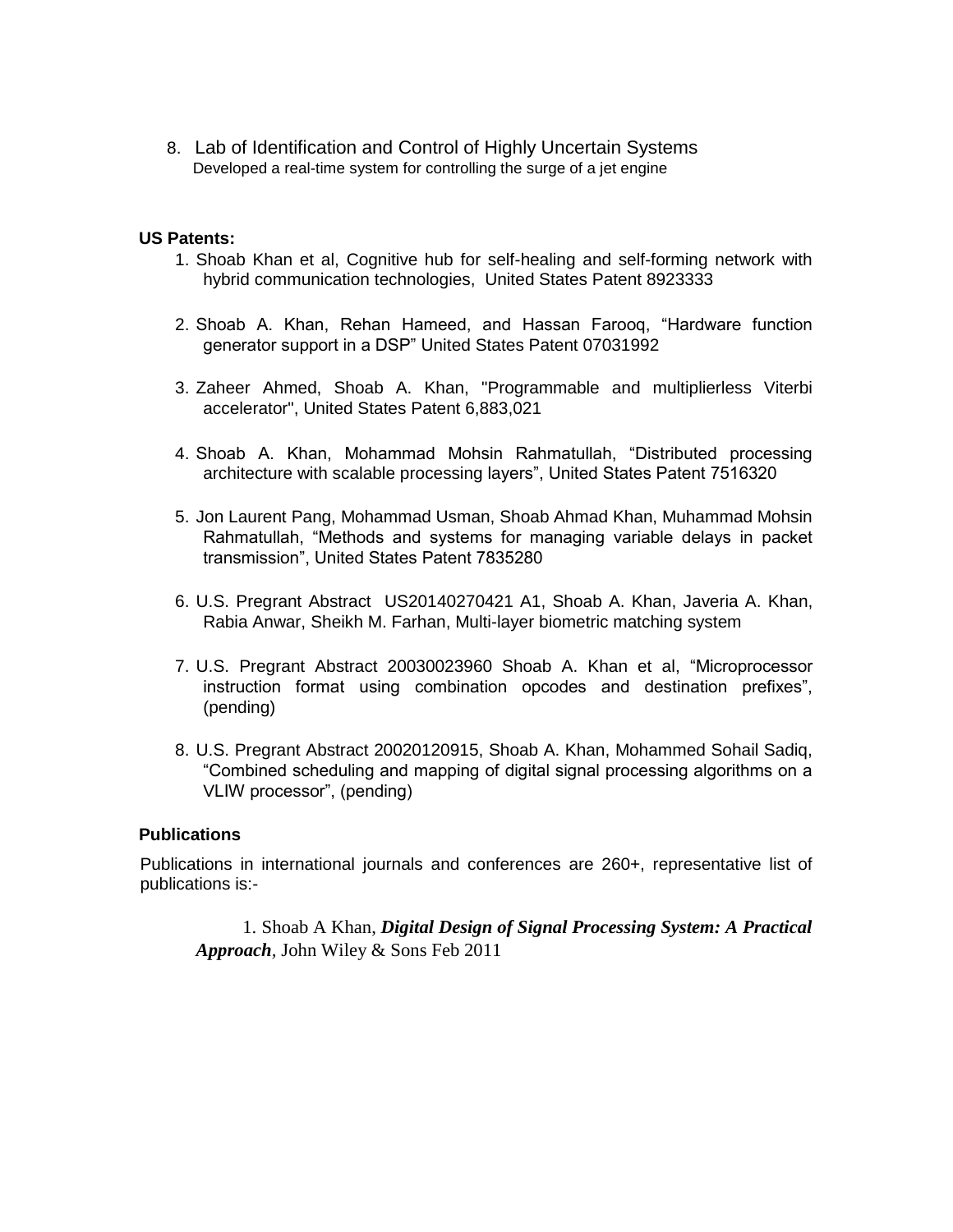8. Lab of Identification and Control of Highly Uncertain Systems
   Developed a real-time system for controlling the surge of a jet engine

**US Patents:**

1. Shoab Khan et al, Cognitive hub for self-healing and self-forming network with hybrid communication technologies, United States Patent 8923333

2. Shoab A. Khan, Rehan Hameed, and Hassan Farooq, "Hardware function generator support in a DSP" United States Patent 07031992

3. Zaheer Ahmed, Shoab A. Khan, "Programmable and multiplierless Viterbi accelerator", United States Patent 6,883,021

4. Shoab A. Khan, Mohammad Mohsin Rahmatullah, "Distributed processing architecture with scalable processing layers", United States Patent 7516320

5. Jon Laurent Pang, Mohammad Usman, Shoab Ahmad Khan, Muhammad Mohsin Rahmatullah, "Methods and systems for managing variable delays in packet transmission", United States Patent 7835280

6. U.S. Pregrant Abstract US20140270421 A1, Shoab A. Khan, Javeria A. Khan, Rabia Anwar, Sheikh M. Farhan, Multi-layer biometric matching system

7. U.S. Pregrant Abstract 20030023960 Shoab A. Khan et al, "Microprocessor instruction format using combination opcodes and destination prefixes", (pending)

8. U.S. Pregrant Abstract 20020120915, Shoab A. Khan, Mohammed Sohail Sadiq, "Combined scheduling and mapping of digital signal processing algorithms on a VLIW processor", (pending)

**Publications**

Publications in international journals and conferences are 260+, representative list of publications is:-

1. Shoab A Khan, ***Digital Design of Signal Processing System: A Practical Approach***, John Wiley & Sons Feb 2011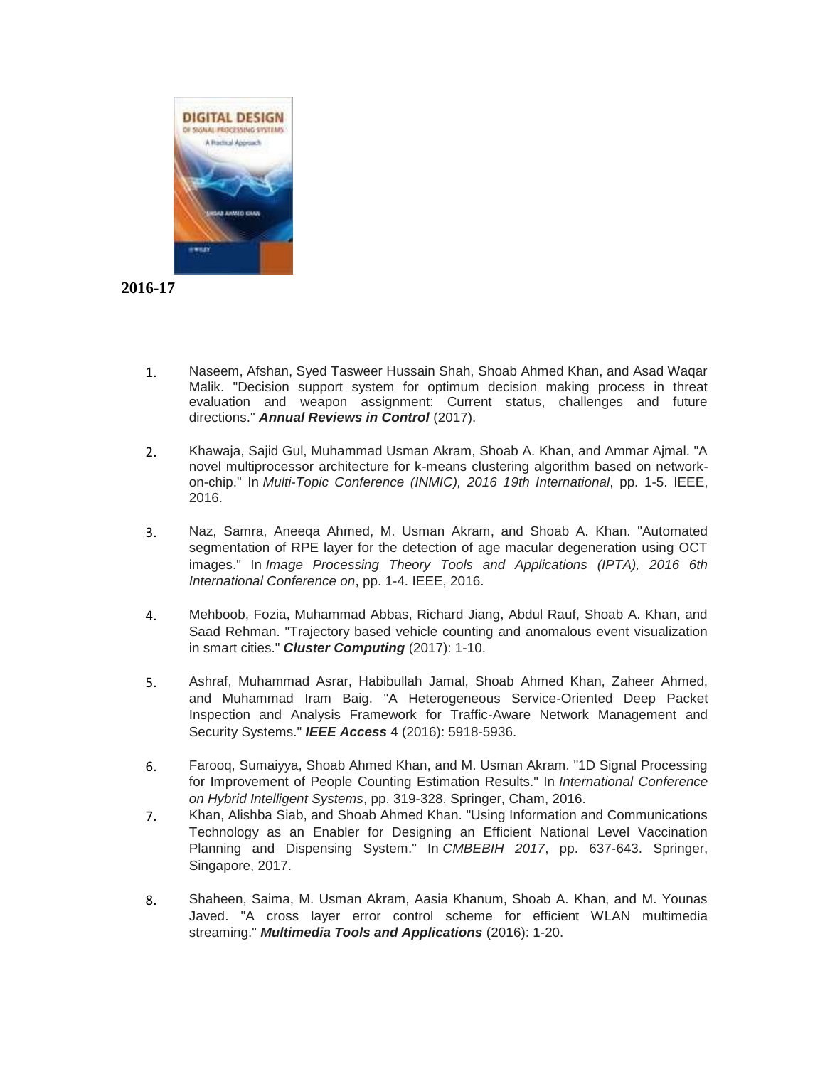**2016-17**

1. Naseem, Afshan, Syed Tasweer Hussain Shah, Shoab Ahmed Khan, and Asad Waqar Malik. "Decision support system for optimum decision making process in threat evaluation and weapon assignment: Current status, challenges and future directions." ***Annual Reviews in Control*** (2017).

2. Khawaja, Sajid Gul, Muhammad Usman Akram, Shoab A. Khan, and Ammar Ajmal. "A novel multiprocessor architecture for k-means clustering algorithm based on network-on-chip." In *Multi-Topic Conference (INMIC), 2016 19th International*, pp. 1-5. IEEE, 2016.

3. Naz, Samra, Aneeqa Ahmed, M. Usman Akram, and Shoab A. Khan. "Automated segmentation of RPE layer for the detection of age macular degeneration using OCT images." In *Image Processing Theory Tools and Applications (IPTA), 2016 6th International Conference on*, pp. 1-4. IEEE, 2016.

4. Mehboob, Fozia, Muhammad Abbas, Richard Jiang, Abdul Rauf, Shoab A. Khan, and Saad Rehman. "Trajectory based vehicle counting and anomalous event visualization in smart cities." ***Cluster Computing*** (2017): 1-10.

5. Ashraf, Muhammad Asrar, Habibullah Jamal, Shoab Ahmed Khan, Zaheer Ahmed, and Muhammad Iram Baig. "A Heterogeneous Service-Oriented Deep Packet Inspection and Analysis Framework for Traffic-Aware Network Management and Security Systems." ***IEEE Access*** 4 (2016): 5918-5936.

6. Farooq, Sumaiyya, Shoab Ahmed Khan, and M. Usman Akram. "1D Signal Processing for Improvement of People Counting Estimation Results." In *International Conference on Hybrid Intelligent Systems*, pp. 319-328. Springer, Cham, 2016.

7. Khan, Alishba Siab, and Shoab Ahmed Khan. "Using Information and Communications Technology as an Enabler for Designing an Efficient National Level Vaccination Planning and Dispensing System." In *CMBEBIH 2017*, pp. 637-643. Springer, Singapore, 2017.

8. Shaheen, Saima, M. Usman Akram, Aasia Khanum, Shoab A. Khan, and M. Younas Javed. "A cross layer error control scheme for efficient WLAN multimedia streaming." ***Multimedia Tools and Applications*** (2016): 1-20.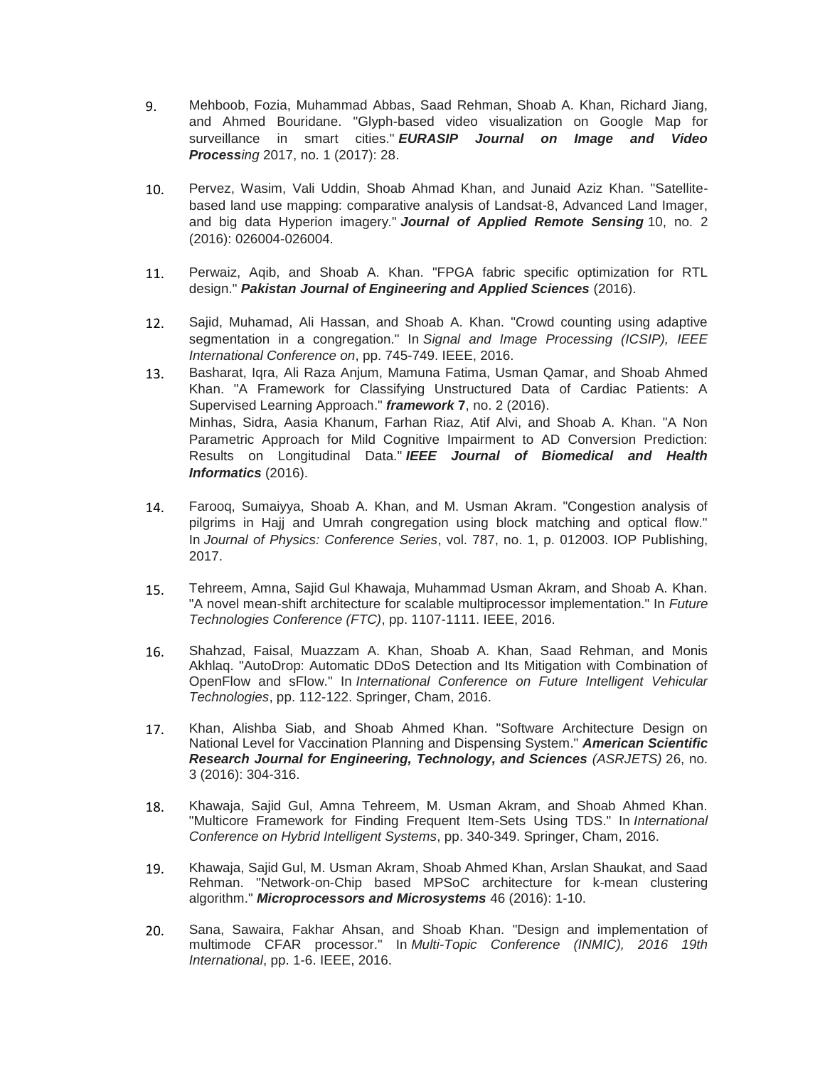9. Mehboob, Fozia, Muhammad Abbas, Saad Rehman, Shoab A. Khan, Richard Jiang, and Ahmed Bouridane. "Glyph-based video visualization on Google Map for surveillance in smart cities." ***EURASIP Journal on Image and Video Process****ing* 2017, no. 1 (2017): 28.

10. Pervez, Wasim, Vali Uddin, Shoab Ahmad Khan, and Junaid Aziz Khan. "Satellite-based land use mapping: comparative analysis of Landsat-8, Advanced Land Imager, and big data Hyperion imagery." ***Journal of Applied Remote Sensing*** 10, no. 2 (2016): 026004-026004.

11. Perwaiz, Aqib, and Shoab A. Khan. "FPGA fabric specific optimization for RTL design." ***Pakistan Journal of Engineering and Applied Sciences*** (2016).

12. Sajid, Muhamad, Ali Hassan, and Shoab A. Khan. "Crowd counting using adaptive segmentation in a congregation." In *Signal and Image Processing (ICSIP), IEEE International Conference on*, pp. 745-749. IEEE, 2016.

13. Basharat, Iqra, Ali Raza Anjum, Mamuna Fatima, Usman Qamar, and Shoab Ahmed Khan. "A Framework for Classifying Unstructured Data of Cardiac Patients: A Supervised Learning Approach." ***framework*** **7**, no. 2 (2016).
    Minhas, Sidra, Aasia Khanum, Farhan Riaz, Atif Alvi, and Shoab A. Khan. "A Non Parametric Approach for Mild Cognitive Impairment to AD Conversion Prediction: Results on Longitudinal Data." ***IEEE Journal of Biomedical and Health Informatics*** (2016).

14. Farooq, Sumaiyya, Shoab A. Khan, and M. Usman Akram. "Congestion analysis of pilgrims in Hajj and Umrah congregation using block matching and optical flow." In *Journal of Physics: Conference Series*, vol. 787, no. 1, p. 012003. IOP Publishing, 2017.

15. Tehreem, Amna, Sajid Gul Khawaja, Muhammad Usman Akram, and Shoab A. Khan. "A novel mean-shift architecture for scalable multiprocessor implementation." In *Future Technologies Conference (FTC)*, pp. 1107-1111. IEEE, 2016.

16. Shahzad, Faisal, Muazzam A. Khan, Shoab A. Khan, Saad Rehman, and Monis Akhlaq. "AutoDrop: Automatic DDoS Detection and Its Mitigation with Combination of OpenFlow and sFlow." In *International Conference on Future Intelligent Vehicular Technologies*, pp. 112-122. Springer, Cham, 2016.

17. Khan, Alishba Siab, and Shoab Ahmed Khan. "Software Architecture Design on National Level for Vaccination Planning and Dispensing System." ***American Scientific Research Journal for Engineering, Technology, and Sciences*** *(ASRJETS)* 26, no. 3 (2016): 304-316.

18. Khawaja, Sajid Gul, Amna Tehreem, M. Usman Akram, and Shoab Ahmed Khan. "Multicore Framework for Finding Frequent Item-Sets Using TDS." In *International Conference on Hybrid Intelligent Systems*, pp. 340-349. Springer, Cham, 2016.

19. Khawaja, Sajid Gul, M. Usman Akram, Shoab Ahmed Khan, Arslan Shaukat, and Saad Rehman. "Network-on-Chip based MPSoC architecture for k-mean clustering algorithm." ***Microprocessors and Microsystems*** 46 (2016): 1-10.

20. Sana, Sawaira, Fakhar Ahsan, and Shoab Khan. "Design and implementation of multimode CFAR processor." In *Multi-Topic Conference (INMIC), 2016 19th International*, pp. 1-6. IEEE, 2016.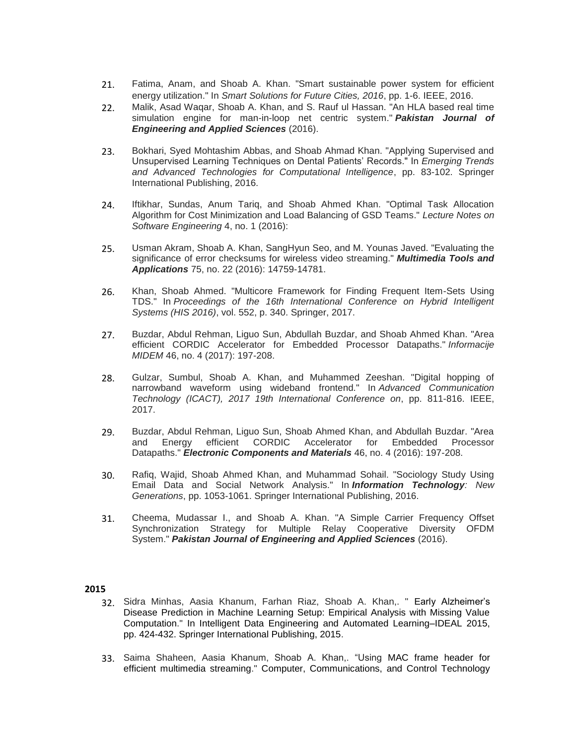21. Fatima, Anam, and Shoab A. Khan. "Smart sustainable power system for efficient energy utilization." In *Smart Solutions for Future Cities, 2016*, pp. 1-6. IEEE, 2016.
22. Malik, Asad Waqar, Shoab A. Khan, and S. Rauf ul Hassan. "An HLA based real time simulation engine for man-in-loop net centric system." ***Pakistan Journal of Engineering and Applied Sciences*** (2016).
23. Bokhari, Syed Mohtashim Abbas, and Shoab Ahmad Khan. "Applying Supervised and Unsupervised Learning Techniques on Dental Patients' Records." In *Emerging Trends and Advanced Technologies for Computational Intelligence*, pp. 83-102. Springer International Publishing, 2016.
24. Iftikhar, Sundas, Anum Tariq, and Shoab Ahmed Khan. "Optimal Task Allocation Algorithm for Cost Minimization and Load Balancing of GSD Teams." *Lecture Notes on Software Engineering* 4, no. 1 (2016):
25. Usman Akram, Shoab A. Khan, SangHyun Seo, and M. Younas Javed. "Evaluating the significance of error checksums for wireless video streaming." ***Multimedia Tools and Applications*** 75, no. 22 (2016): 14759-14781.
26. Khan, Shoab Ahmed. "Multicore Framework for Finding Frequent Item-Sets Using TDS." In *Proceedings of the 16th International Conference on Hybrid Intelligent Systems (HIS 2016)*, vol. 552, p. 340. Springer, 2017.
27. Buzdar, Abdul Rehman, Liguo Sun, Abdullah Buzdar, and Shoab Ahmed Khan. "Area efficient CORDIC Accelerator for Embedded Processor Datapaths." *Informacije MIDEM* 46, no. 4 (2017): 197-208.
28. Gulzar, Sumbul, Shoab A. Khan, and Muhammed Zeeshan. "Digital hopping of narrowband waveform using wideband frontend." In *Advanced Communication Technology (ICACT), 2017 19th International Conference on*, pp. 811-816. IEEE, 2017.
29. Buzdar, Abdul Rehman, Liguo Sun, Shoab Ahmed Khan, and Abdullah Buzdar. "Area and Energy efficient CORDIC Accelerator for Embedded Processor Datapaths." ***Electronic Components and Materials*** 46, no. 4 (2016): 197-208.
30. Rafiq, Wajid, Shoab Ahmed Khan, and Muhammad Sohail. "Sociology Study Using Email Data and Social Network Analysis." In ***Information Technology****: New Generations*, pp. 1053-1061. Springer International Publishing, 2016.
31. Cheema, Mudassar I., and Shoab A. Khan. "A Simple Carrier Frequency Offset Synchronization Strategy for Multiple Relay Cooperative Diversity OFDM System." ***Pakistan Journal of Engineering and Applied Sciences*** (2016).

**2015**

32. Sidra Minhas, Aasia Khanum, Farhan Riaz, Shoab A. Khan,. " Early Alzheimer's Disease Prediction in Machine Learning Setup: Empirical Analysis with Missing Value Computation." In Intelligent Data Engineering and Automated Learning–IDEAL 2015, pp. 424-432. Springer International Publishing, 2015.
33. Saima Shaheen, Aasia Khanum, Shoab A. Khan,. "Using MAC frame header for efficient multimedia streaming." Computer, Communications, and Control Technology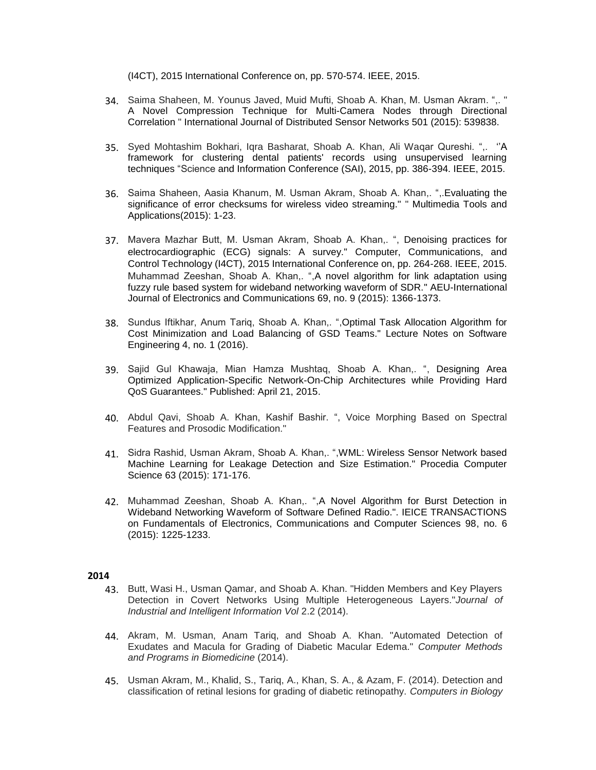(I4CT), 2015 International Conference on, pp. 570-574. IEEE, 2015.

34. Saima Shaheen, M. Younus Javed, Muid Mufti, Shoab A. Khan, M. Usman Akram. ",. " A Novel Compression Technique for Multi-Camera Nodes through Directional Correlation " International Journal of Distributed Sensor Networks 501 (2015): 539838.

35. Syed Mohtashim Bokhari, Iqra Basharat, Shoab A. Khan, Ali Waqar Qureshi. ",. ''A framework for clustering dental patients' records using unsupervised learning techniques "Science and Information Conference (SAI), 2015, pp. 386-394. IEEE, 2015.

36. Saima Shaheen, Aasia Khanum, M. Usman Akram, Shoab A. Khan,. ",.Evaluating the significance of error checksums for wireless video streaming." " Multimedia Tools and Applications(2015): 1-23.

37. Mavera Mazhar Butt, M. Usman Akram, Shoab A. Khan,. ", Denoising practices for electrocardiographic (ECG) signals: A survey." Computer, Communications, and Control Technology (I4CT), 2015 International Conference on, pp. 264-268. IEEE, 2015. Muhammad Zeeshan, Shoab A. Khan,. ",A novel algorithm for link adaptation using fuzzy rule based system for wideband networking waveform of SDR." AEU-International Journal of Electronics and Communications 69, no. 9 (2015): 1366-1373.

38. Sundus Iftikhar, Anum Tariq, Shoab A. Khan,. ",Optimal Task Allocation Algorithm for Cost Minimization and Load Balancing of GSD Teams." Lecture Notes on Software Engineering 4, no. 1 (2016).

39. Sajid Gul Khawaja, Mian Hamza Mushtaq, Shoab A. Khan,. ", Designing Area Optimized Application-Specific Network-On-Chip Architectures while Providing Hard QoS Guarantees." Published: April 21, 2015.

40. Abdul Qavi, Shoab A. Khan, Kashif Bashir. ", Voice Morphing Based on Spectral Features and Prosodic Modification."

41. Sidra Rashid, Usman Akram, Shoab A. Khan,. ",WML: Wireless Sensor Network based Machine Learning for Leakage Detection and Size Estimation." Procedia Computer Science 63 (2015): 171-176.

42. Muhammad Zeeshan, Shoab A. Khan,. ",A Novel Algorithm for Burst Detection in Wideband Networking Waveform of Software Defined Radio.". IEICE TRANSACTIONS on Fundamentals of Electronics, Communications and Computer Sciences 98, no. 6 (2015): 1225-1233.

**2014**

43. Butt, Wasi H., Usman Qamar, and Shoab A. Khan. "Hidden Members and Key Players Detection in Covert Networks Using Multiple Heterogeneous Layers."*Journal of Industrial and Intelligent Information Vol* 2.2 (2014).

44. Akram, M. Usman, Anam Tariq, and Shoab A. Khan. "Automated Detection of Exudates and Macula for Grading of Diabetic Macular Edema." *Computer Methods and Programs in Biomedicine* (2014).

45. Usman Akram, M., Khalid, S., Tariq, A., Khan, S. A., & Azam, F. (2014). Detection and classification of retinal lesions for grading of diabetic retinopathy. *Computers in Biology*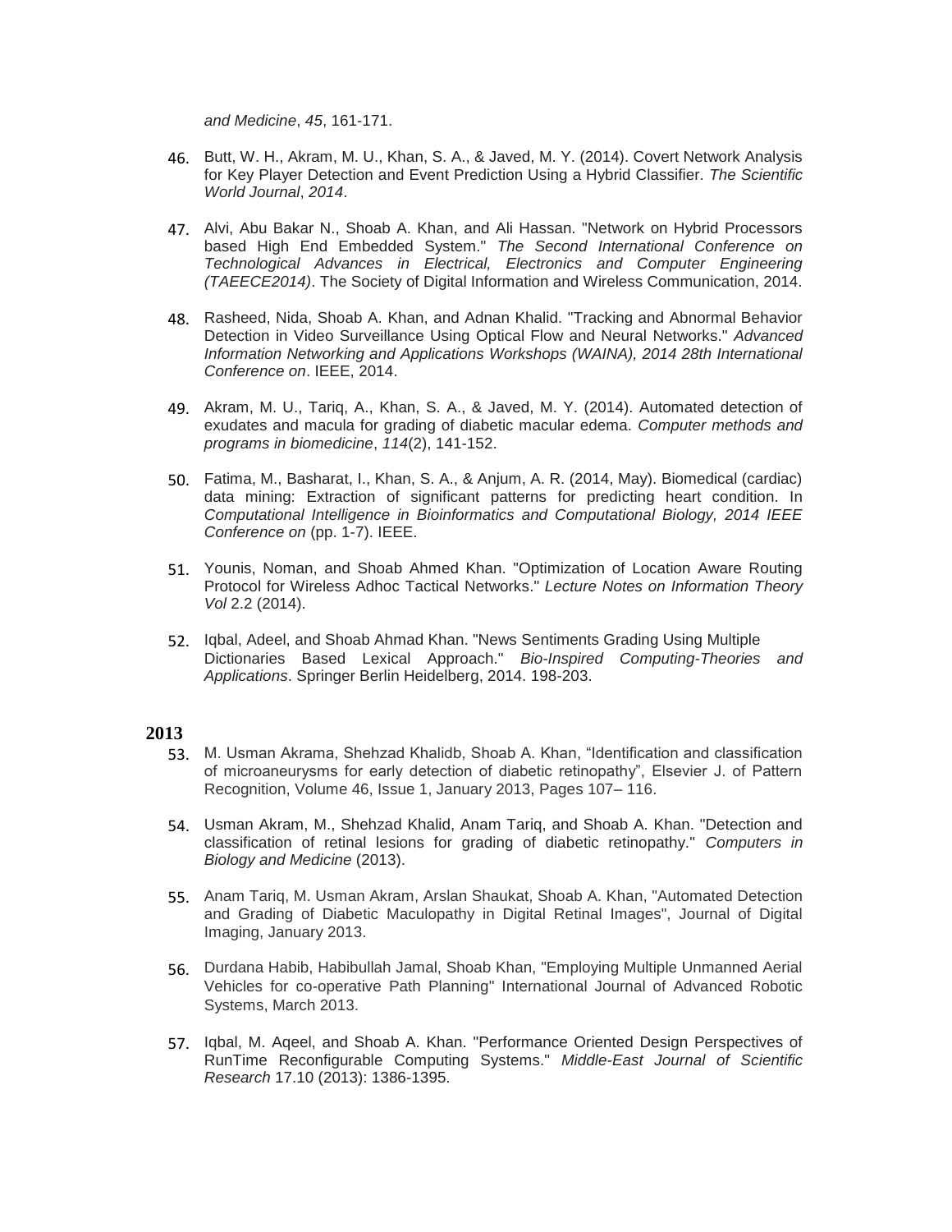*and Medicine*, *45*, 161-171.

46. Butt, W. H., Akram, M. U., Khan, S. A., & Javed, M. Y. (2014). Covert Network Analysis for Key Player Detection and Event Prediction Using a Hybrid Classifier. *The Scientific World Journal*, *2014*.

47. Alvi, Abu Bakar N., Shoab A. Khan, and Ali Hassan. "Network on Hybrid Processors based High End Embedded System." *The Second International Conference on Technological Advances in Electrical, Electronics and Computer Engineering (TAEECE2014)*. The Society of Digital Information and Wireless Communication, 2014.

48. Rasheed, Nida, Shoab A. Khan, and Adnan Khalid. "Tracking and Abnormal Behavior Detection in Video Surveillance Using Optical Flow and Neural Networks." *Advanced Information Networking and Applications Workshops (WAINA), 2014 28th International Conference on*. IEEE, 2014.

49. Akram, M. U., Tariq, A., Khan, S. A., & Javed, M. Y. (2014). Automated detection of exudates and macula for grading of diabetic macular edema. *Computer methods and programs in biomedicine*, *114*(2), 141-152.

50. Fatima, M., Basharat, I., Khan, S. A., & Anjum, A. R. (2014, May). Biomedical (cardiac) data mining: Extraction of significant patterns for predicting heart condition. In *Computational Intelligence in Bioinformatics and Computational Biology, 2014 IEEE Conference on* (pp. 1-7). IEEE.

51. Younis, Noman, and Shoab Ahmed Khan. "Optimization of Location Aware Routing Protocol for Wireless Adhoc Tactical Networks." *Lecture Notes on Information Theory Vol* 2.2 (2014).

52. Iqbal, Adeel, and Shoab Ahmad Khan. "News Sentiments Grading Using Multiple Dictionaries Based Lexical Approach." *Bio-Inspired Computing-Theories and Applications*. Springer Berlin Heidelberg, 2014. 198-203.

## 2013

53. M. Usman Akrama, Shehzad Khalidb, Shoab A. Khan, "Identification and classification of microaneurysms for early detection of diabetic retinopathy", Elsevier J. of Pattern Recognition, Volume 46, Issue 1, January 2013, Pages 107– 116.

54. Usman Akram, M., Shehzad Khalid, Anam Tariq, and Shoab A. Khan. "Detection and classification of retinal lesions for grading of diabetic retinopathy." *Computers in Biology and Medicine* (2013).

55. Anam Tariq, M. Usman Akram, Arslan Shaukat, Shoab A. Khan, "Automated Detection and Grading of Diabetic Maculopathy in Digital Retinal Images", Journal of Digital Imaging, January 2013.

56. Durdana Habib, Habibullah Jamal, Shoab Khan, "Employing Multiple Unmanned Aerial Vehicles for co-operative Path Planning" International Journal of Advanced Robotic Systems, March 2013.

57. Iqbal, M. Aqeel, and Shoab A. Khan. "Performance Oriented Design Perspectives of RunTime Reconfigurable Computing Systems." *Middle-East Journal of Scientific Research* 17.10 (2013): 1386-1395.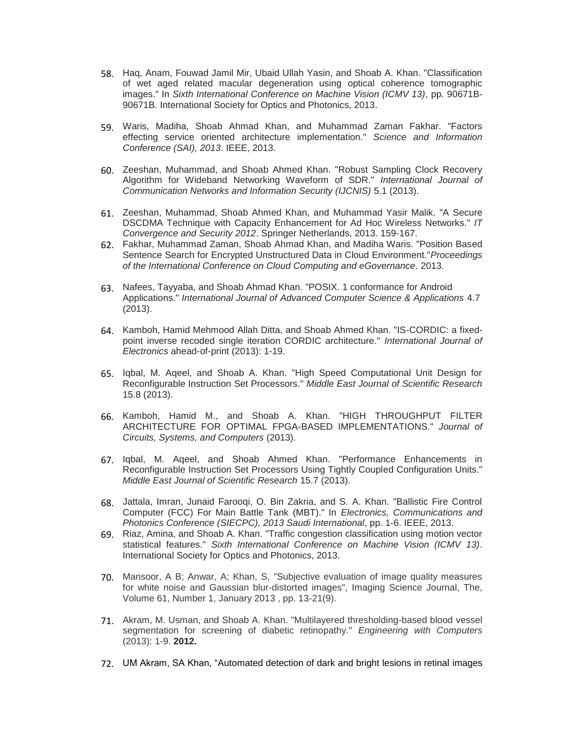58. Haq, Anam, Fouwad Jamil Mir, Ubaid Ullah Yasin, and Shoab A. Khan. "Classification of wet aged related macular degeneration using optical coherence tomographic images." In *Sixth International Conference on Machine Vision (ICMV 13)*, pp. 90671B-90671B. International Society for Optics and Photonics, 2013.

59. Waris, Madiha, Shoab Ahmad Khan, and Muhammad Zaman Fakhar. "Factors effecting service oriented architecture implementation." *Science and Information Conference (SAI), 2013*. IEEE, 2013.

60. Zeeshan, Muhammad, and Shoab Ahmed Khan. "Robust Sampling Clock Recovery Algorithm for Wideband Networking Waveform of SDR." *International Journal of Communication Networks and Information Security (IJCNIS)* 5.1 (2013).

61. Zeeshan, Muhammad, Shoab Ahmed Khan, and Muhammad Yasir Malik. "A Secure DSCDMA Technique with Capacity Enhancement for Ad Hoc Wireless Networks." *IT Convergence and Security 2012*. Springer Netherlands, 2013. 159-167.

62. Fakhar, Muhammad Zaman, Shoab Ahmad Khan, and Madiha Waris. "Position Based Sentence Search for Encrypted Unstructured Data in Cloud Environment."*Proceedings of the International Conference on Cloud Computing and eGovernance*. 2013.

63. Nafees, Tayyaba, and Shoab Ahmad Khan. "POSIX. 1 conformance for Android Applications." *International Journal of Advanced Computer Science & Applications* 4.7 (2013).

64. Kamboh, Hamid Mehmood Allah Ditta, and Shoab Ahmed Khan. "IS-CORDIC: a fixed-point inverse recoded single iteration CORDIC architecture." *International Journal of Electronics* ahead-of-print (2013): 1-19.

65. Iqbal, M. Aqeel, and Shoab A. Khan. "High Speed Computational Unit Design for Reconfigurable Instruction Set Processors." *Middle East Journal of Scientific Research* 15.8 (2013).

66. Kamboh, Hamid M., and Shoab A. Khan. "HIGH THROUGHPUT FILTER ARCHITECTURE FOR OPTIMAL FPGA-BASED IMPLEMENTATIONS." *Journal of Circuits, Systems, and Computers* (2013).

67. Iqbal, M. Aqeel, and Shoab Ahmed Khan. "Performance Enhancements in Reconfigurable Instruction Set Processors Using Tightly Coupled Configuration Units." *Middle East Journal of Scientific Research* 15.7 (2013).

68. Jattala, Imran, Junaid Farooqi, O. Bin Zakria, and S. A. Khan. "Ballistic Fire Control Computer (FCC) For Main Battle Tank (MBT)." In *Electronics, Communications and Photonics Conference (SIECPC), 2013 Saudi International*, pp. 1-6. IEEE, 2013.

69. Riaz, Amina, and Shoab A. Khan. "Traffic congestion classification using motion vector statistical features." *Sixth International Conference on Machine Vision (ICMV 13)*. International Society for Optics and Photonics, 2013.

70. Mansoor, A B; Anwar, A; Khan, S, "Subjective evaluation of image quality measures for white noise and Gaussian blur-distorted images", Imaging Science Journal, The, Volume 61, Number 1, January 2013 , pp. 13-21(9).

71. Akram, M. Usman, and Shoab A. Khan. "Multilayered thresholding-based blood vessel segmentation for screening of diabetic retinopathy." *Engineering with Computers* (2013): 1-9. **2012.**

72. UM Akram, SA Khan, "Automated detection of dark and bright lesions in retinal images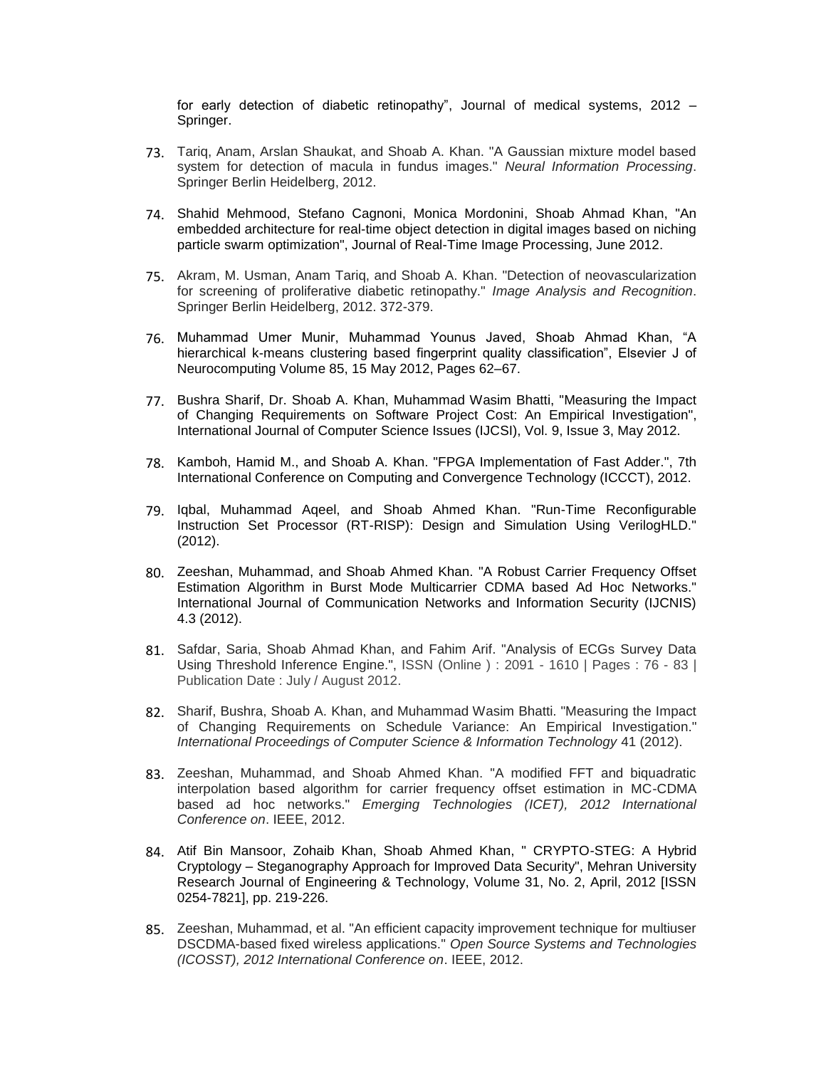for early detection of diabetic retinopathy", Journal of medical systems, 2012 – Springer.

73. Tariq, Anam, Arslan Shaukat, and Shoab A. Khan. "A Gaussian mixture model based system for detection of macula in fundus images." *Neural Information Processing*. Springer Berlin Heidelberg, 2012.

74. Shahid Mehmood, Stefano Cagnoni, Monica Mordonini, Shoab Ahmad Khan, "An embedded architecture for real-time object detection in digital images based on niching particle swarm optimization", Journal of Real-Time Image Processing, June 2012.

75. Akram, M. Usman, Anam Tariq, and Shoab A. Khan. "Detection of neovascularization for screening of proliferative diabetic retinopathy." *Image Analysis and Recognition*. Springer Berlin Heidelberg, 2012. 372-379.

76. Muhammad Umer Munir, Muhammad Younus Javed, Shoab Ahmad Khan, "A hierarchical k-means clustering based fingerprint quality classification", Elsevier J of Neurocomputing Volume 85, 15 May 2012, Pages 62–67.

77. Bushra Sharif, Dr. Shoab A. Khan, Muhammad Wasim Bhatti, "Measuring the Impact of Changing Requirements on Software Project Cost: An Empirical Investigation", International Journal of Computer Science Issues (IJCSI), Vol. 9, Issue 3, May 2012.

78. Kamboh, Hamid M., and Shoab A. Khan. "FPGA Implementation of Fast Adder.", 7th International Conference on Computing and Convergence Technology (ICCCT), 2012.

79. Iqbal, Muhammad Aqeel, and Shoab Ahmed Khan. "Run-Time Reconfigurable Instruction Set Processor (RT-RISP): Design and Simulation Using VerilogHLD." (2012).

80. Zeeshan, Muhammad, and Shoab Ahmed Khan. "A Robust Carrier Frequency Offset Estimation Algorithm in Burst Mode Multicarrier CDMA based Ad Hoc Networks." International Journal of Communication Networks and Information Security (IJCNIS) 4.3 (2012).

81. Safdar, Saria, Shoab Ahmad Khan, and Fahim Arif. "Analysis of ECGs Survey Data Using Threshold Inference Engine.", ISSN (Online ) : 2091 - 1610 | Pages : 76 - 83 | Publication Date : July / August 2012.

82. Sharif, Bushra, Shoab A. Khan, and Muhammad Wasim Bhatti. "Measuring the Impact of Changing Requirements on Schedule Variance: An Empirical Investigation." *International Proceedings of Computer Science & Information Technology* 41 (2012).

83. Zeeshan, Muhammad, and Shoab Ahmed Khan. "A modified FFT and biquadratic interpolation based algorithm for carrier frequency offset estimation in MC-CDMA based ad hoc networks." *Emerging Technologies (ICET), 2012 International Conference on*. IEEE, 2012.

84. Atif Bin Mansoor, Zohaib Khan, Shoab Ahmed Khan, " CRYPTO-STEG: A Hybrid Cryptology – Steganography Approach for Improved Data Security", Mehran University Research Journal of Engineering & Technology, Volume 31, No. 2, April, 2012 [ISSN 0254-7821], pp. 219-226.

85. Zeeshan, Muhammad, et al. "An efficient capacity improvement technique for multiuser DSCDMA-based fixed wireless applications." *Open Source Systems and Technologies (ICOSST), 2012 International Conference on*. IEEE, 2012.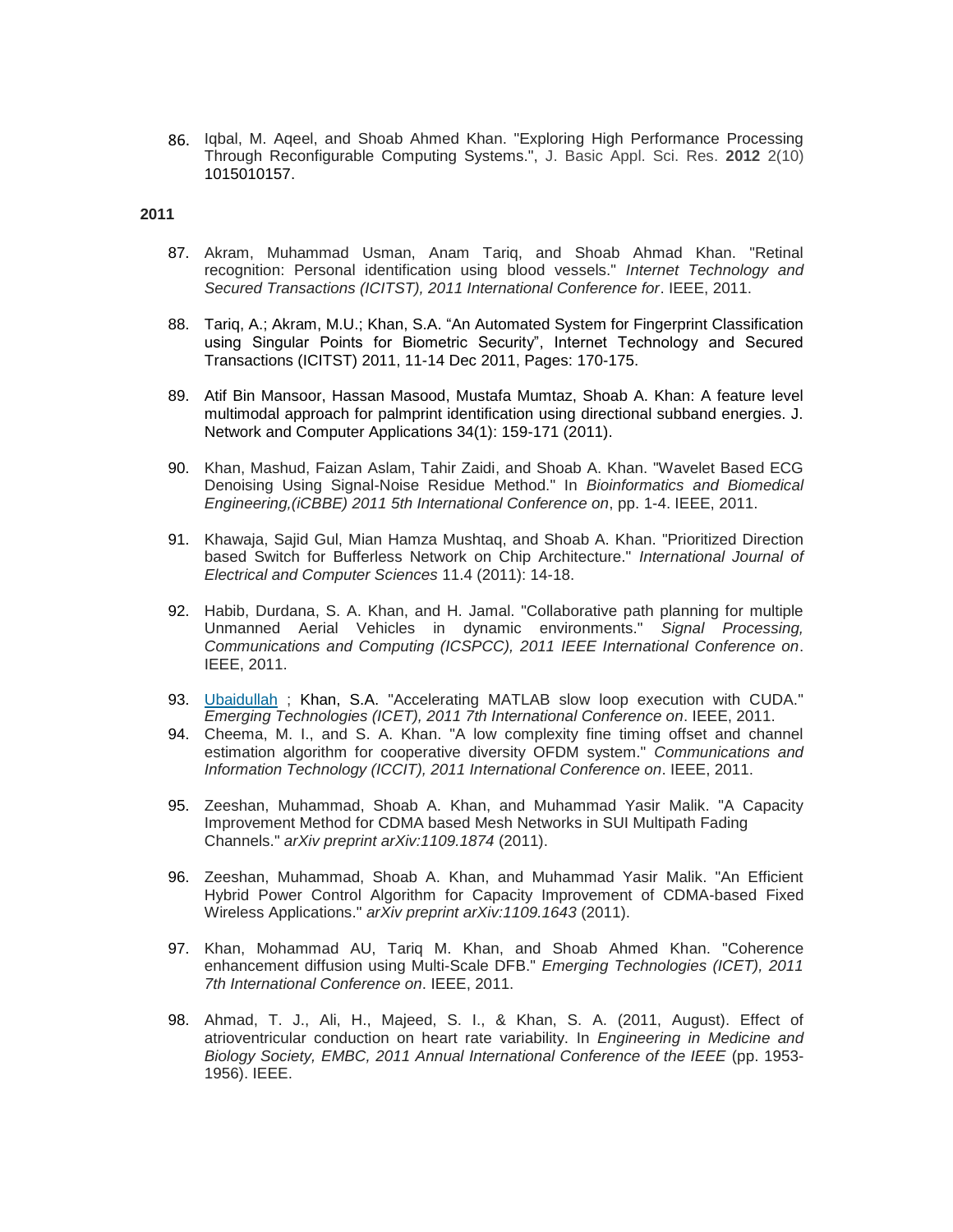86. Iqbal, M. Aqeel, and Shoab Ahmed Khan. "Exploring High Performance Processing Through Reconfigurable Computing Systems.", J. Basic Appl. Sci. Res. **2012** 2(10) 1015010157.

**2011**

87. Akram, Muhammad Usman, Anam Tariq, and Shoab Ahmad Khan. "Retinal recognition: Personal identification using blood vessels." *Internet Technology and Secured Transactions (ICITST), 2011 International Conference for*. IEEE, 2011.

88. Tariq, A.; Akram, M.U.; Khan, S.A. "An Automated System for Fingerprint Classification using Singular Points for Biometric Security", Internet Technology and Secured Transactions (ICITST) 2011, 11-14 Dec 2011, Pages: 170-175.

89. Atif Bin Mansoor, Hassan Masood, Mustafa Mumtaz, Shoab A. Khan: A feature level multimodal approach for palmprint identification using directional subband energies. J. Network and Computer Applications 34(1): 159-171 (2011).

90. Khan, Mashud, Faizan Aslam, Tahir Zaidi, and Shoab A. Khan. "Wavelet Based ECG Denoising Using Signal-Noise Residue Method." In *Bioinformatics and Biomedical Engineering,(iCBBE) 2011 5th International Conference on*, pp. 1-4. IEEE, 2011.

91. Khawaja, Sajid Gul, Mian Hamza Mushtaq, and Shoab A. Khan. "Prioritized Direction based Switch for Bufferless Network on Chip Architecture." *International Journal of Electrical and Computer Sciences* 11.4 (2011): 14-18.

92. Habib, Durdana, S. A. Khan, and H. Jamal. "Collaborative path planning for multiple Unmanned Aerial Vehicles in dynamic environments." *Signal Processing, Communications and Computing (ICSPCC), 2011 IEEE International Conference on*. IEEE, 2011.

93. Ubaidullah ; Khan, S.A. "Accelerating MATLAB slow loop execution with CUDA." *Emerging Technologies (ICET), 2011 7th International Conference on*. IEEE, 2011.

94. Cheema, M. I., and S. A. Khan. "A low complexity fine timing offset and channel estimation algorithm for cooperative diversity OFDM system." *Communications and Information Technology (ICCIT), 2011 International Conference on*. IEEE, 2011.

95. Zeeshan, Muhammad, Shoab A. Khan, and Muhammad Yasir Malik. "A Capacity Improvement Method for CDMA based Mesh Networks in SUI Multipath Fading Channels." *arXiv preprint arXiv:1109.1874* (2011).

96. Zeeshan, Muhammad, Shoab A. Khan, and Muhammad Yasir Malik. "An Efficient Hybrid Power Control Algorithm for Capacity Improvement of CDMA-based Fixed Wireless Applications." *arXiv preprint arXiv:1109.1643* (2011).

97. Khan, Mohammad AU, Tariq M. Khan, and Shoab Ahmed Khan. "Coherence enhancement diffusion using Multi-Scale DFB." *Emerging Technologies (ICET), 2011 7th International Conference on*. IEEE, 2011.

98. Ahmad, T. J., Ali, H., Majeed, S. I., & Khan, S. A. (2011, August). Effect of atrioventricular conduction on heart rate variability. In *Engineering in Medicine and Biology Society, EMBC, 2011 Annual International Conference of the IEEE* (pp. 1953-1956). IEEE.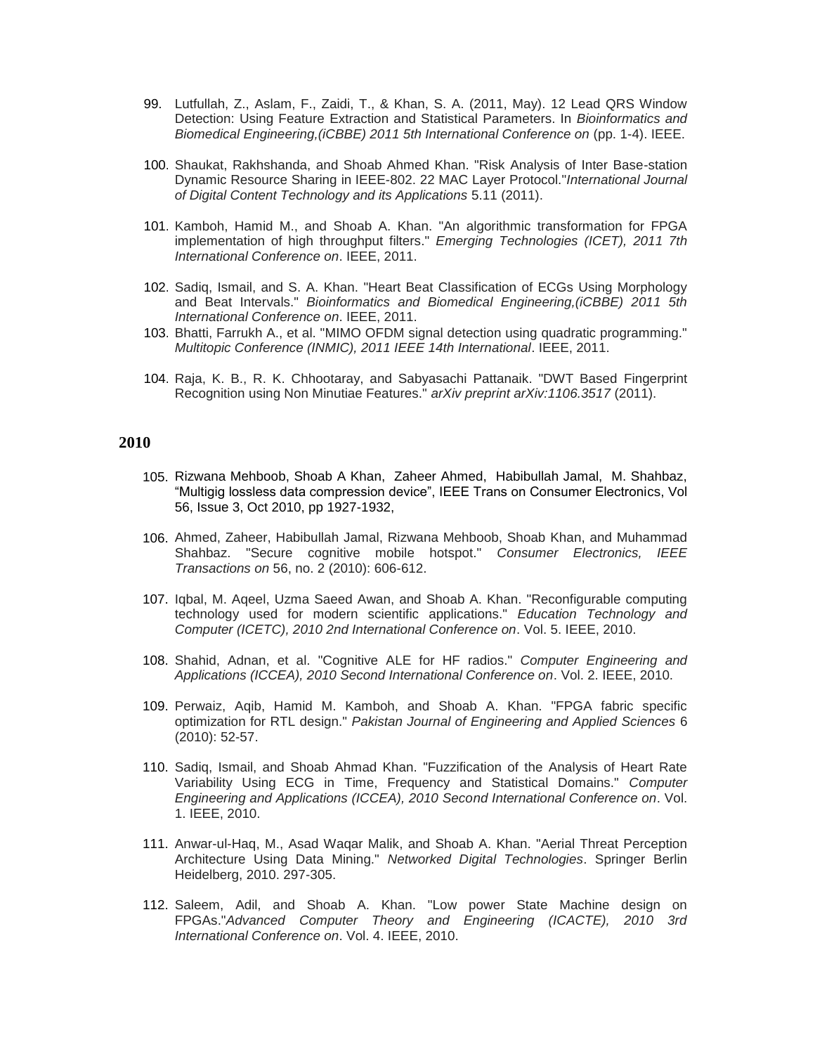99. Lutfullah, Z., Aslam, F., Zaidi, T., & Khan, S. A. (2011, May). 12 Lead QRS Window Detection: Using Feature Extraction and Statistical Parameters. In *Bioinformatics and Biomedical Engineering,(iCBBE) 2011 5th International Conference on* (pp. 1-4). IEEE.

100. Shaukat, Rakhshanda, and Shoab Ahmed Khan. "Risk Analysis of Inter Base-station Dynamic Resource Sharing in IEEE-802. 22 MAC Layer Protocol."*International Journal of Digital Content Technology and its Applications* 5.11 (2011).

101. Kamboh, Hamid M., and Shoab A. Khan. "An algorithmic transformation for FPGA implementation of high throughput filters." *Emerging Technologies (ICET), 2011 7th International Conference on*. IEEE, 2011.

102. Sadiq, Ismail, and S. A. Khan. "Heart Beat Classification of ECGs Using Morphology and Beat Intervals." *Bioinformatics and Biomedical Engineering,(iCBBE) 2011 5th International Conference on*. IEEE, 2011.

103. Bhatti, Farrukh A., et al. "MIMO OFDM signal detection using quadratic programming." *Multitopic Conference (INMIC), 2011 IEEE 14th International*. IEEE, 2011.

104. Raja, K. B., R. K. Chhootaray, and Sabyasachi Pattanaik. "DWT Based Fingerprint Recognition using Non Minutiae Features." *arXiv preprint arXiv:1106.3517* (2011).

## 2010

105. Rizwana Mehboob, Shoab A Khan, Zaheer Ahmed, Habibullah Jamal, M. Shahbaz, "Multigig lossless data compression device", IEEE Trans on Consumer Electronics, Vol 56, Issue 3, Oct 2010, pp 1927-1932,

106. Ahmed, Zaheer, Habibullah Jamal, Rizwana Mehboob, Shoab Khan, and Muhammad Shahbaz. "Secure cognitive mobile hotspot." *Consumer Electronics, IEEE Transactions on* 56, no. 2 (2010): 606-612.

107. Iqbal, M. Aqeel, Uzma Saeed Awan, and Shoab A. Khan. "Reconfigurable computing technology used for modern scientific applications." *Education Technology and Computer (ICETC), 2010 2nd International Conference on*. Vol. 5. IEEE, 2010.

108. Shahid, Adnan, et al. "Cognitive ALE for HF radios." *Computer Engineering and Applications (ICCEA), 2010 Second International Conference on*. Vol. 2. IEEE, 2010.

109. Perwaiz, Aqib, Hamid M. Kamboh, and Shoab A. Khan. "FPGA fabric specific optimization for RTL design." *Pakistan Journal of Engineering and Applied Sciences* 6 (2010): 52-57.

110. Sadiq, Ismail, and Shoab Ahmad Khan. "Fuzzification of the Analysis of Heart Rate Variability Using ECG in Time, Frequency and Statistical Domains." *Computer Engineering and Applications (ICCEA), 2010 Second International Conference on*. Vol. 1. IEEE, 2010.

111. Anwar-ul-Haq, M., Asad Waqar Malik, and Shoab A. Khan. "Aerial Threat Perception Architecture Using Data Mining." *Networked Digital Technologies*. Springer Berlin Heidelberg, 2010. 297-305.

112. Saleem, Adil, and Shoab A. Khan. "Low power State Machine design on FPGAs."*Advanced Computer Theory and Engineering (ICACTE), 2010 3rd International Conference on*. Vol. 4. IEEE, 2010.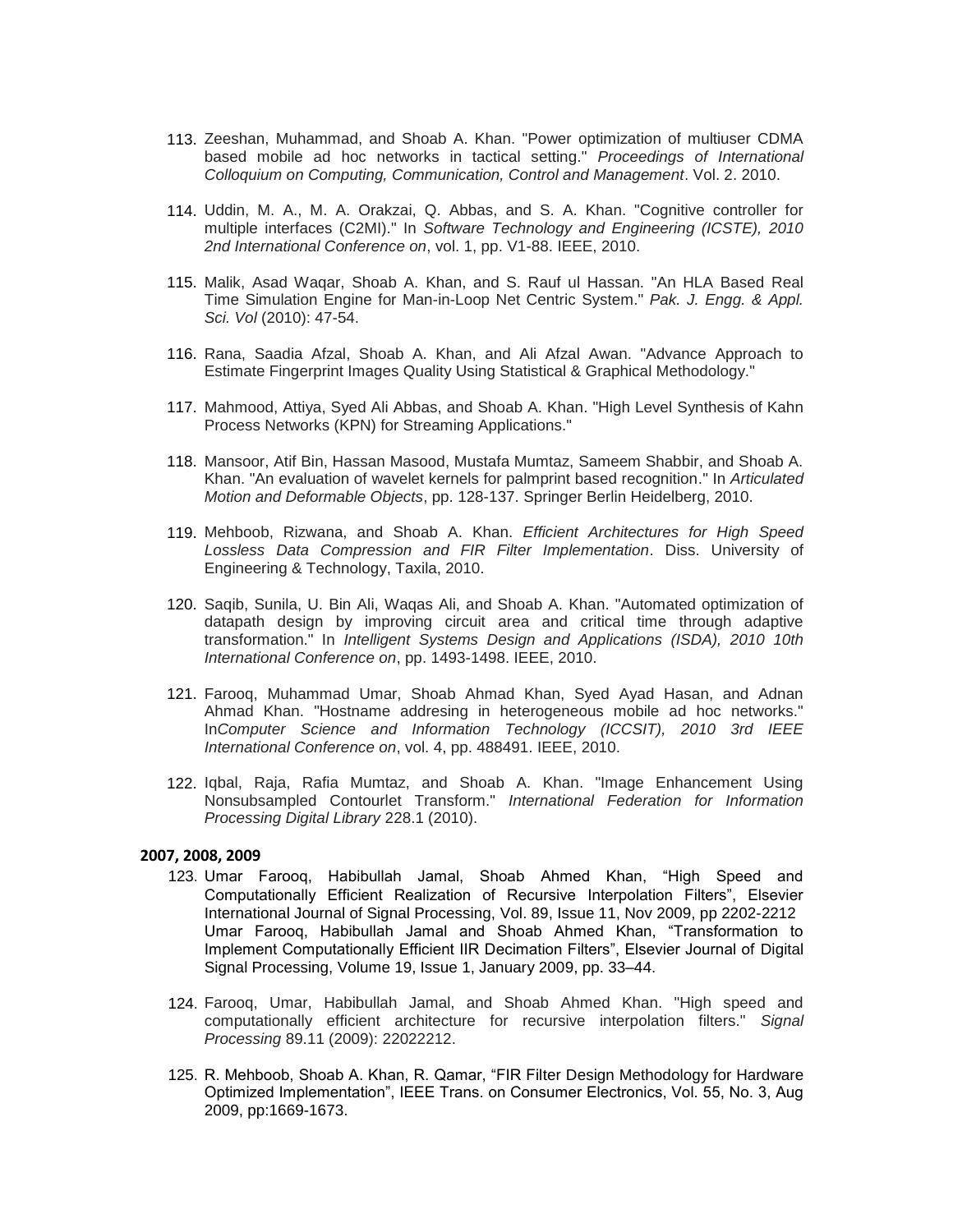113. Zeeshan, Muhammad, and Shoab A. Khan. "Power optimization of multiuser CDMA based mobile ad hoc networks in tactical setting." *Proceedings of International Colloquium on Computing, Communication, Control and Management*. Vol. 2. 2010.

114. Uddin, M. A., M. A. Orakzai, Q. Abbas, and S. A. Khan. "Cognitive controller for multiple interfaces (C2MI)." In *Software Technology and Engineering (ICSTE), 2010 2nd International Conference on*, vol. 1, pp. V1-88. IEEE, 2010.

115. Malik, Asad Waqar, Shoab A. Khan, and S. Rauf ul Hassan. "An HLA Based Real Time Simulation Engine for Man-in-Loop Net Centric System." *Pak. J. Engg. & Appl. Sci. Vol* (2010): 47-54.

116. Rana, Saadia Afzal, Shoab A. Khan, and Ali Afzal Awan. "Advance Approach to Estimate Fingerprint Images Quality Using Statistical & Graphical Methodology."

117. Mahmood, Attiya, Syed Ali Abbas, and Shoab A. Khan. "High Level Synthesis of Kahn Process Networks (KPN) for Streaming Applications."

118. Mansoor, Atif Bin, Hassan Masood, Mustafa Mumtaz, Sameem Shabbir, and Shoab A. Khan. "An evaluation of wavelet kernels for palmprint based recognition." In *Articulated Motion and Deformable Objects*, pp. 128-137. Springer Berlin Heidelberg, 2010.

119. Mehboob, Rizwana, and Shoab A. Khan. *Efficient Architectures for High Speed Lossless Data Compression and FIR Filter Implementation*. Diss. University of Engineering & Technology, Taxila, 2010.

120. Saqib, Sunila, U. Bin Ali, Waqas Ali, and Shoab A. Khan. "Automated optimization of datapath design by improving circuit area and critical time through adaptive transformation." In *Intelligent Systems Design and Applications (ISDA), 2010 10th International Conference on*, pp. 1493-1498. IEEE, 2010.

121. Farooq, Muhammad Umar, Shoab Ahmad Khan, Syed Ayad Hasan, and Adnan Ahmad Khan. "Hostname addresing in heterogeneous mobile ad hoc networks." In*Computer Science and Information Technology (ICCSIT), 2010 3rd IEEE International Conference on*, vol. 4, pp. 488491. IEEE, 2010.

122. Iqbal, Raja, Rafia Mumtaz, and Shoab A. Khan. "Image Enhancement Using Nonsubsampled Contourlet Transform." *International Federation for Information Processing Digital Library* 228.1 (2010).

**2007, 2008, 2009**

123. Umar Farooq, Habibullah Jamal, Shoab Ahmed Khan, "High Speed and Computationally Efficient Realization of Recursive Interpolation Filters", Elsevier International Journal of Signal Processing, Vol. 89, Issue 11, Nov 2009, pp 2202-2212
Umar Farooq, Habibullah Jamal and Shoab Ahmed Khan, "Transformation to Implement Computationally Efficient IIR Decimation Filters", Elsevier Journal of Digital Signal Processing, Volume 19, Issue 1, January 2009, pp. 33–44.

124. Farooq, Umar, Habibullah Jamal, and Shoab Ahmed Khan. "High speed and computationally efficient architecture for recursive interpolation filters." *Signal Processing* 89.11 (2009): 22022212.

125. R. Mehboob, Shoab A. Khan, R. Qamar, "FIR Filter Design Methodology for Hardware Optimized Implementation", IEEE Trans. on Consumer Electronics, Vol. 55, No. 3, Aug 2009, pp:1669-1673.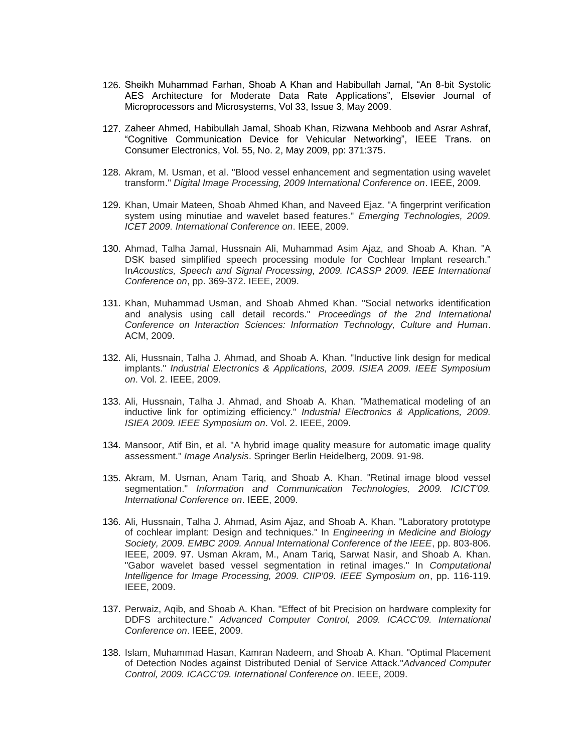126. Sheikh Muhammad Farhan, Shoab A Khan and Habibullah Jamal, "An 8-bit Systolic AES Architecture for Moderate Data Rate Applications", Elsevier Journal of Microprocessors and Microsystems, Vol 33, Issue 3, May 2009.

127. Zaheer Ahmed, Habibullah Jamal, Shoab Khan, Rizwana Mehboob and Asrar Ashraf, "Cognitive Communication Device for Vehicular Networking", IEEE Trans. on Consumer Electronics, Vol. 55, No. 2, May 2009, pp: 371:375.

128. Akram, M. Usman, et al. "Blood vessel enhancement and segmentation using wavelet transform." *Digital Image Processing, 2009 International Conference on*. IEEE, 2009.

129. Khan, Umair Mateen, Shoab Ahmed Khan, and Naveed Ejaz. "A fingerprint verification system using minutiae and wavelet based features." *Emerging Technologies, 2009. ICET 2009. International Conference on*. IEEE, 2009.

130. Ahmad, Talha Jamal, Hussnain Ali, Muhammad Asim Ajaz, and Shoab A. Khan. "A DSK based simplified speech processing module for Cochlear Implant research." In*Acoustics, Speech and Signal Processing, 2009. ICASSP 2009. IEEE International Conference on*, pp. 369-372. IEEE, 2009.

131. Khan, Muhammad Usman, and Shoab Ahmed Khan. "Social networks identification and analysis using call detail records." *Proceedings of the 2nd International Conference on Interaction Sciences: Information Technology, Culture and Human*. ACM, 2009.

132. Ali, Hussnain, Talha J. Ahmad, and Shoab A. Khan. "Inductive link design for medical implants." *Industrial Electronics & Applications, 2009. ISIEA 2009. IEEE Symposium on*. Vol. 2. IEEE, 2009.

133. Ali, Hussnain, Talha J. Ahmad, and Shoab A. Khan. "Mathematical modeling of an inductive link for optimizing efficiency." *Industrial Electronics & Applications, 2009. ISIEA 2009. IEEE Symposium on*. Vol. 2. IEEE, 2009.

134. Mansoor, Atif Bin, et al. "A hybrid image quality measure for automatic image quality assessment." *Image Analysis*. Springer Berlin Heidelberg, 2009. 91-98.

135. Akram, M. Usman, Anam Tariq, and Shoab A. Khan. "Retinal image blood vessel segmentation." *Information and Communication Technologies, 2009. ICICT'09. International Conference on*. IEEE, 2009.

136. Ali, Hussnain, Talha J. Ahmad, Asim Ajaz, and Shoab A. Khan. "Laboratory prototype of cochlear implant: Design and techniques." In *Engineering in Medicine and Biology Society, 2009. EMBC 2009. Annual International Conference of the IEEE*, pp. 803-806. IEEE, 2009. 97. Usman Akram, M., Anam Tariq, Sarwat Nasir, and Shoab A. Khan. "Gabor wavelet based vessel segmentation in retinal images." In *Computational Intelligence for Image Processing, 2009. CIIP'09. IEEE Symposium on*, pp. 116-119. IEEE, 2009.

137. Perwaiz, Aqib, and Shoab A. Khan. "Effect of bit Precision on hardware complexity for DDFS architecture." *Advanced Computer Control, 2009. ICACC'09. International Conference on*. IEEE, 2009.

138. Islam, Muhammad Hasan, Kamran Nadeem, and Shoab A. Khan. "Optimal Placement of Detection Nodes against Distributed Denial of Service Attack."*Advanced Computer Control, 2009. ICACC'09. International Conference on*. IEEE, 2009.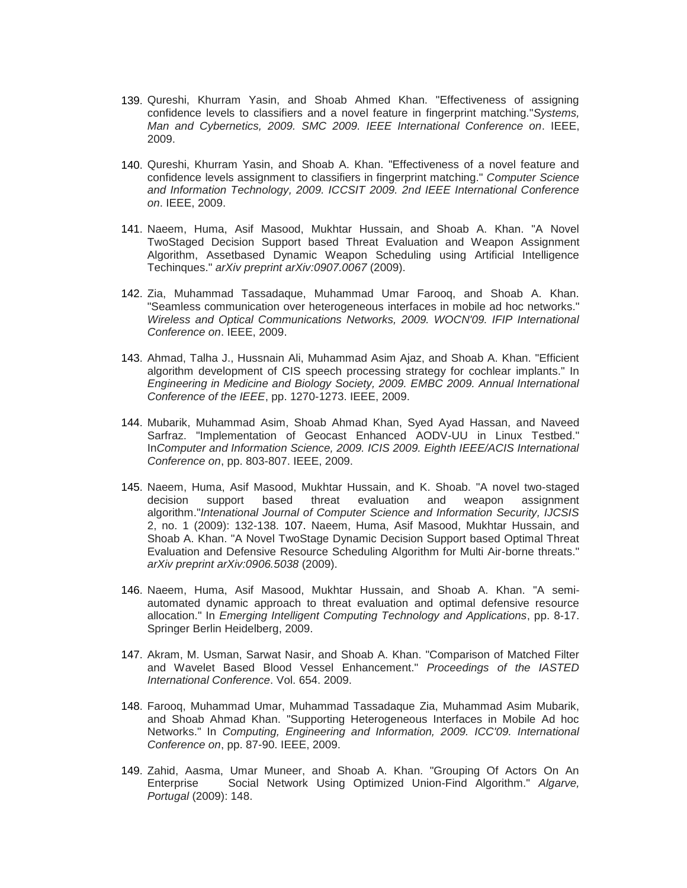139. Qureshi, Khurram Yasin, and Shoab Ahmed Khan. "Effectiveness of assigning confidence levels to classifiers and a novel feature in fingerprint matching."*Systems, Man and Cybernetics, 2009. SMC 2009. IEEE International Conference on*. IEEE, 2009.

140. Qureshi, Khurram Yasin, and Shoab A. Khan. "Effectiveness of a novel feature and confidence levels assignment to classifiers in fingerprint matching." *Computer Science and Information Technology, 2009. ICCSIT 2009. 2nd IEEE International Conference on*. IEEE, 2009.

141. Naeem, Huma, Asif Masood, Mukhtar Hussain, and Shoab A. Khan. "A Novel TwoStaged Decision Support based Threat Evaluation and Weapon Assignment Algorithm, Assetbased Dynamic Weapon Scheduling using Artificial Intelligence Techinques." *arXiv preprint arXiv:0907.0067* (2009).

142. Zia, Muhammad Tassadaque, Muhammad Umar Farooq, and Shoab A. Khan. "Seamless communication over heterogeneous interfaces in mobile ad hoc networks." *Wireless and Optical Communications Networks, 2009. WOCN'09. IFIP International Conference on*. IEEE, 2009.

143. Ahmad, Talha J., Hussnain Ali, Muhammad Asim Ajaz, and Shoab A. Khan. "Efficient algorithm development of CIS speech processing strategy for cochlear implants." In *Engineering in Medicine and Biology Society, 2009. EMBC 2009. Annual International Conference of the IEEE*, pp. 1270-1273. IEEE, 2009.

144. Mubarik, Muhammad Asim, Shoab Ahmad Khan, Syed Ayad Hassan, and Naveed Sarfraz. "Implementation of Geocast Enhanced AODV-UU in Linux Testbed." In*Computer and Information Science, 2009. ICIS 2009. Eighth IEEE/ACIS International Conference on*, pp. 803-807. IEEE, 2009.

145. Naeem, Huma, Asif Masood, Mukhtar Hussain, and K. Shoab. "A novel two-staged decision support based threat evaluation and weapon assignment algorithm."*Intenational Journal of Computer Science and Information Security, IJCSIS* 2, no. 1 (2009): 132-138. 107. Naeem, Huma, Asif Masood, Mukhtar Hussain, and Shoab A. Khan. "A Novel TwoStage Dynamic Decision Support based Optimal Threat Evaluation and Defensive Resource Scheduling Algorithm for Multi Air-borne threats." *arXiv preprint arXiv:0906.5038* (2009).

146. Naeem, Huma, Asif Masood, Mukhtar Hussain, and Shoab A. Khan. "A semi-automated dynamic approach to threat evaluation and optimal defensive resource allocation." In *Emerging Intelligent Computing Technology and Applications*, pp. 8-17. Springer Berlin Heidelberg, 2009.

147. Akram, M. Usman, Sarwat Nasir, and Shoab A. Khan. "Comparison of Matched Filter and Wavelet Based Blood Vessel Enhancement." *Proceedings of the IASTED International Conference*. Vol. 654. 2009.

148. Farooq, Muhammad Umar, Muhammad Tassadaque Zia, Muhammad Asim Mubarik, and Shoab Ahmad Khan. "Supporting Heterogeneous Interfaces in Mobile Ad hoc Networks." In *Computing, Engineering and Information, 2009. ICC'09. International Conference on*, pp. 87-90. IEEE, 2009.

149. Zahid, Aasma, Umar Muneer, and Shoab A. Khan. "Grouping Of Actors On An Enterprise Social Network Using Optimized Union-Find Algorithm." *Algarve, Portugal* (2009): 148.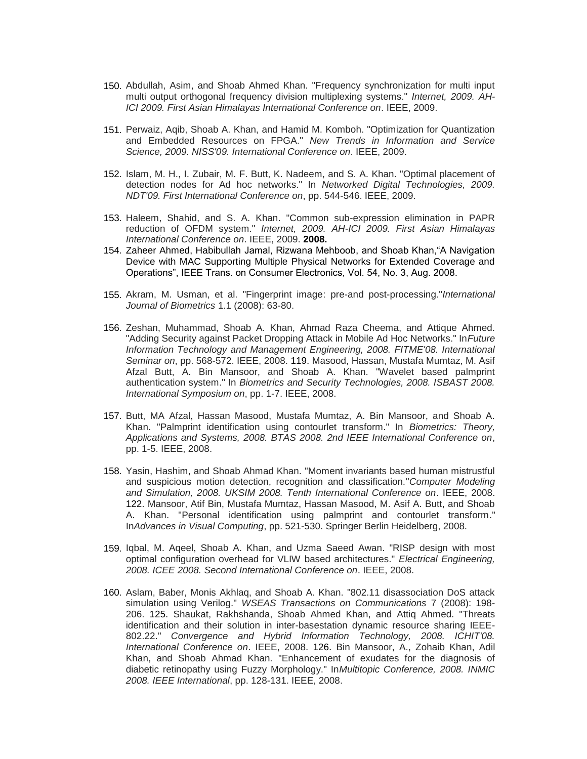150. Abdullah, Asim, and Shoab Ahmed Khan. "Frequency synchronization for multi input multi output orthogonal frequency division multiplexing systems." *Internet, 2009. AH-ICI 2009. First Asian Himalayas International Conference on*. IEEE, 2009.

151. Perwaiz, Aqib, Shoab A. Khan, and Hamid M. Komboh. "Optimization for Quantization and Embedded Resources on FPGA." *New Trends in Information and Service Science, 2009. NISS'09. International Conference on*. IEEE, 2009.

152. Islam, M. H., I. Zubair, M. F. Butt, K. Nadeem, and S. A. Khan. "Optimal placement of detection nodes for Ad hoc networks." In *Networked Digital Technologies, 2009. NDT'09. First International Conference on*, pp. 544-546. IEEE, 2009.

153. Haleem, Shahid, and S. A. Khan. "Common sub-expression elimination in PAPR reduction of OFDM system." *Internet, 2009. AH-ICI 2009. First Asian Himalayas International Conference on*. IEEE, 2009. **2008.**

154. Zaheer Ahmed, Habibullah Jamal, Rizwana Mehboob, and Shoab Khan,"A Navigation Device with MAC Supporting Multiple Physical Networks for Extended Coverage and Operations", IEEE Trans. on Consumer Electronics, Vol. 54, No. 3, Aug. 2008.

155. Akram, M. Usman, et al. "Fingerprint image: pre-and post-processing."*International Journal of Biometrics* 1.1 (2008): 63-80.

156. Zeshan, Muhammad, Shoab A. Khan, Ahmad Raza Cheema, and Attique Ahmed. "Adding Security against Packet Dropping Attack in Mobile Ad Hoc Networks." In*Future Information Technology and Management Engineering, 2008. FITME'08. International Seminar on*, pp. 568-572. IEEE, 2008. 119. Masood, Hassan, Mustafa Mumtaz, M. Asif Afzal Butt, A. Bin Mansoor, and Shoab A. Khan. "Wavelet based palmprint authentication system." In *Biometrics and Security Technologies, 2008. ISBAST 2008. International Symposium on*, pp. 1-7. IEEE, 2008.

157. Butt, MA Afzal, Hassan Masood, Mustafa Mumtaz, A. Bin Mansoor, and Shoab A. Khan. "Palmprint identification using contourlet transform." In *Biometrics: Theory, Applications and Systems, 2008. BTAS 2008. 2nd IEEE International Conference on*, pp. 1-5. IEEE, 2008.

158. Yasin, Hashim, and Shoab Ahmad Khan. "Moment invariants based human mistrustful and suspicious motion detection, recognition and classification."*Computer Modeling and Simulation, 2008. UKSIM 2008. Tenth International Conference on*. IEEE, 2008. 122. Mansoor, Atif Bin, Mustafa Mumtaz, Hassan Masood, M. Asif A. Butt, and Shoab A. Khan. "Personal identification using palmprint and contourlet transform." In*Advances in Visual Computing*, pp. 521-530. Springer Berlin Heidelberg, 2008.

159. Iqbal, M. Aqeel, Shoab A. Khan, and Uzma Saeed Awan. "RISP design with most optimal configuration overhead for VLIW based architectures." *Electrical Engineering, 2008. ICEE 2008. Second International Conference on*. IEEE, 2008.

160. Aslam, Baber, Monis Akhlaq, and Shoab A. Khan. "802.11 disassociation DoS attack simulation using Verilog." *WSEAS Transactions on Communications* 7 (2008): 198-206. 125. Shaukat, Rakhshanda, Shoab Ahmed Khan, and Attiq Ahmed. "Threats identification and their solution in inter-basestation dynamic resource sharing IEEE-802.22." *Convergence and Hybrid Information Technology, 2008. ICHIT'08. International Conference on*. IEEE, 2008. 126. Bin Mansoor, A., Zohaib Khan, Adil Khan, and Shoab Ahmad Khan. "Enhancement of exudates for the diagnosis of diabetic retinopathy using Fuzzy Morphology." In*Multitopic Conference, 2008. INMIC 2008. IEEE International*, pp. 128-131. IEEE, 2008.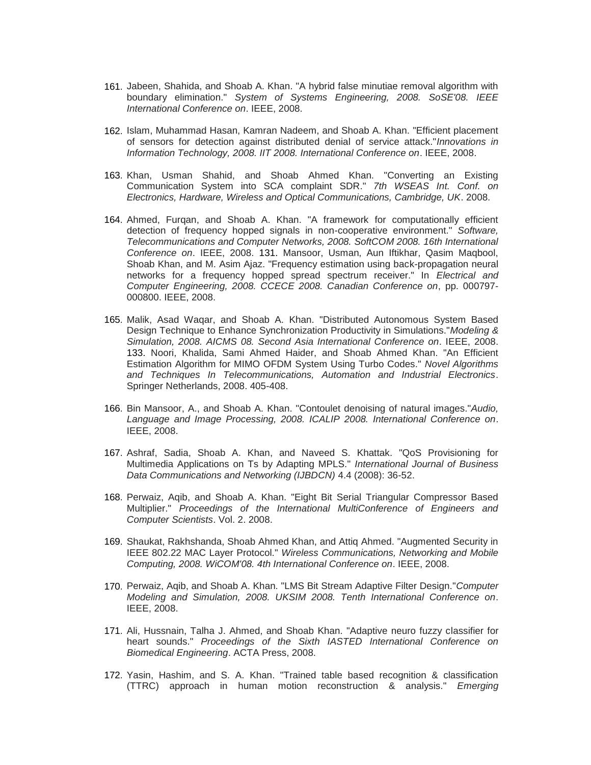161. Jabeen, Shahida, and Shoab A. Khan. "A hybrid false minutiae removal algorithm with boundary elimination." *System of Systems Engineering, 2008. SoSE'08. IEEE International Conference on*. IEEE, 2008.

162. Islam, Muhammad Hasan, Kamran Nadeem, and Shoab A. Khan. "Efficient placement of sensors for detection against distributed denial of service attack."*Innovations in Information Technology, 2008. IIT 2008. International Conference on*. IEEE, 2008.

163. Khan, Usman Shahid, and Shoab Ahmed Khan. "Converting an Existing Communication System into SCA complaint SDR." *7th WSEAS Int. Conf. on Electronics, Hardware, Wireless and Optical Communications, Cambridge, UK*. 2008.

164. Ahmed, Furqan, and Shoab A. Khan. "A framework for computationally efficient detection of frequency hopped signals in non-cooperative environment." *Software, Telecommunications and Computer Networks, 2008. SoftCOM 2008. 16th International Conference on*. IEEE, 2008. 131. Mansoor, Usman, Aun Iftikhar, Qasim Maqbool, Shoab Khan, and M. Asim Ajaz. "Frequency estimation using back-propagation neural networks for a frequency hopped spread spectrum receiver." In *Electrical and Computer Engineering, 2008. CCECE 2008. Canadian Conference on*, pp. 000797-000800. IEEE, 2008.

165. Malik, Asad Waqar, and Shoab A. Khan. "Distributed Autonomous System Based Design Technique to Enhance Synchronization Productivity in Simulations."*Modeling & Simulation, 2008. AICMS 08. Second Asia International Conference on*. IEEE, 2008. 133. Noori, Khalida, Sami Ahmed Haider, and Shoab Ahmed Khan. "An Efficient Estimation Algorithm for MIMO OFDM System Using Turbo Codes." *Novel Algorithms and Techniques In Telecommunications, Automation and Industrial Electronics*. Springer Netherlands, 2008. 405-408.

166. Bin Mansoor, A., and Shoab A. Khan. "Contoulet denoising of natural images."*Audio, Language and Image Processing, 2008. ICALIP 2008. International Conference on*. IEEE, 2008.

167. Ashraf, Sadia, Shoab A. Khan, and Naveed S. Khattak. "QoS Provisioning for Multimedia Applications on Ts by Adapting MPLS." *International Journal of Business Data Communications and Networking (IJBDCN)* 4.4 (2008): 36-52.

168. Perwaiz, Aqib, and Shoab A. Khan. "Eight Bit Serial Triangular Compressor Based Multiplier." *Proceedings of the International MultiConference of Engineers and Computer Scientists*. Vol. 2. 2008.

169. Shaukat, Rakhshanda, Shoab Ahmed Khan, and Attiq Ahmed. "Augmented Security in IEEE 802.22 MAC Layer Protocol." *Wireless Communications, Networking and Mobile Computing, 2008. WiCOM'08. 4th International Conference on*. IEEE, 2008.

170. Perwaiz, Aqib, and Shoab A. Khan. "LMS Bit Stream Adaptive Filter Design."*Computer Modeling and Simulation, 2008. UKSIM 2008. Tenth International Conference on*. IEEE, 2008.

171. Ali, Hussnain, Talha J. Ahmed, and Shoab Khan. "Adaptive neuro fuzzy classifier for heart sounds." *Proceedings of the Sixth IASTED International Conference on Biomedical Engineering*. ACTA Press, 2008.

172. Yasin, Hashim, and S. A. Khan. "Trained table based recognition & classification (TTRC) approach in human motion reconstruction & analysis." *Emerging*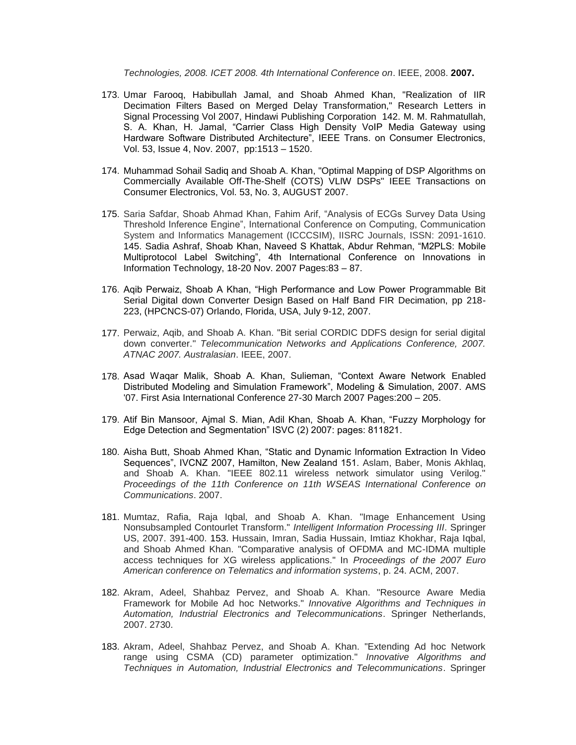*Technologies, 2008. ICET 2008. 4th International Conference on*. IEEE, 2008. **2007.**

173. Umar Farooq, Habibullah Jamal, and Shoab Ahmed Khan, "Realization of IIR Decimation Filters Based on Merged Delay Transformation," Research Letters in Signal Processing Vol 2007, Hindawi Publishing Corporation 142. M. M. Rahmatullah, S. A. Khan, H. Jamal, "Carrier Class High Density VoIP Media Gateway using Hardware Software Distributed Architecture", IEEE Trans. on Consumer Electronics, Vol. 53, Issue 4, Nov. 2007, pp:1513 – 1520.

174. Muhammad Sohail Sadiq and Shoab A. Khan, "Optimal Mapping of DSP Algorithms on Commercially Available Off-The-Shelf (COTS) VLIW DSPs" IEEE Transactions on Consumer Electronics, Vol. 53, No. 3, AUGUST 2007.

175. Saria Safdar, Shoab Ahmad Khan, Fahim Arif, "Analysis of ECGs Survey Data Using Threshold Inference Engine", International Conference on Computing, Communication System and Informatics Management (ICCCSIM), IISRC Journals, ISSN: 2091-1610. 145. Sadia Ashraf, Shoab Khan, Naveed S Khattak, Abdur Rehman, "M2PLS: Mobile Multiprotocol Label Switching", 4th International Conference on Innovations in Information Technology, 18-20 Nov. 2007 Pages:83 – 87.

176. Aqib Perwaiz, Shoab A Khan, "High Performance and Low Power Programmable Bit Serial Digital down Converter Design Based on Half Band FIR Decimation, pp 218-223, (HPCNCS-07) Orlando, Florida, USA, July 9-12, 2007.

177. Perwaiz, Aqib, and Shoab A. Khan. "Bit serial CORDIC DDFS design for serial digital down converter." *Telecommunication Networks and Applications Conference, 2007. ATNAC 2007. Australasian*. IEEE, 2007.

178. Asad Waqar Malik, Shoab A. Khan, Sulieman, "Context Aware Network Enabled Distributed Modeling and Simulation Framework", Modeling & Simulation, 2007. AMS '07. First Asia International Conference 27-30 March 2007 Pages:200 – 205.

179. Atif Bin Mansoor, Ajmal S. Mian, Adil Khan, Shoab A. Khan, "Fuzzy Morphology for Edge Detection and Segmentation" ISVC (2) 2007: pages: 811821.

180. Aisha Butt, Shoab Ahmed Khan, "Static and Dynamic Information Extraction In Video Sequences", IVCNZ 2007, Hamilton, New Zealand 151. Aslam, Baber, Monis Akhlaq, and Shoab A. Khan. "IEEE 802.11 wireless network simulator using Verilog." *Proceedings of the 11th Conference on 11th WSEAS International Conference on Communications*. 2007.

181. Mumtaz, Rafia, Raja Iqbal, and Shoab A. Khan. "Image Enhancement Using Nonsubsampled Contourlet Transform." *Intelligent Information Processing III*. Springer US, 2007. 391-400. 153. Hussain, Imran, Sadia Hussain, Imtiaz Khokhar, Raja Iqbal, and Shoab Ahmed Khan. "Comparative analysis of OFDMA and MC-IDMA multiple access techniques for XG wireless applications." In *Proceedings of the 2007 Euro American conference on Telematics and information systems*, p. 24. ACM, 2007.

182. Akram, Adeel, Shahbaz Pervez, and Shoab A. Khan. "Resource Aware Media Framework for Mobile Ad hoc Networks." *Innovative Algorithms and Techniques in Automation, Industrial Electronics and Telecommunications*. Springer Netherlands, 2007. 2730.

183. Akram, Adeel, Shahbaz Pervez, and Shoab A. Khan. "Extending Ad hoc Network range using CSMA (CD) parameter optimization." *Innovative Algorithms and Techniques in Automation, Industrial Electronics and Telecommunications*. Springer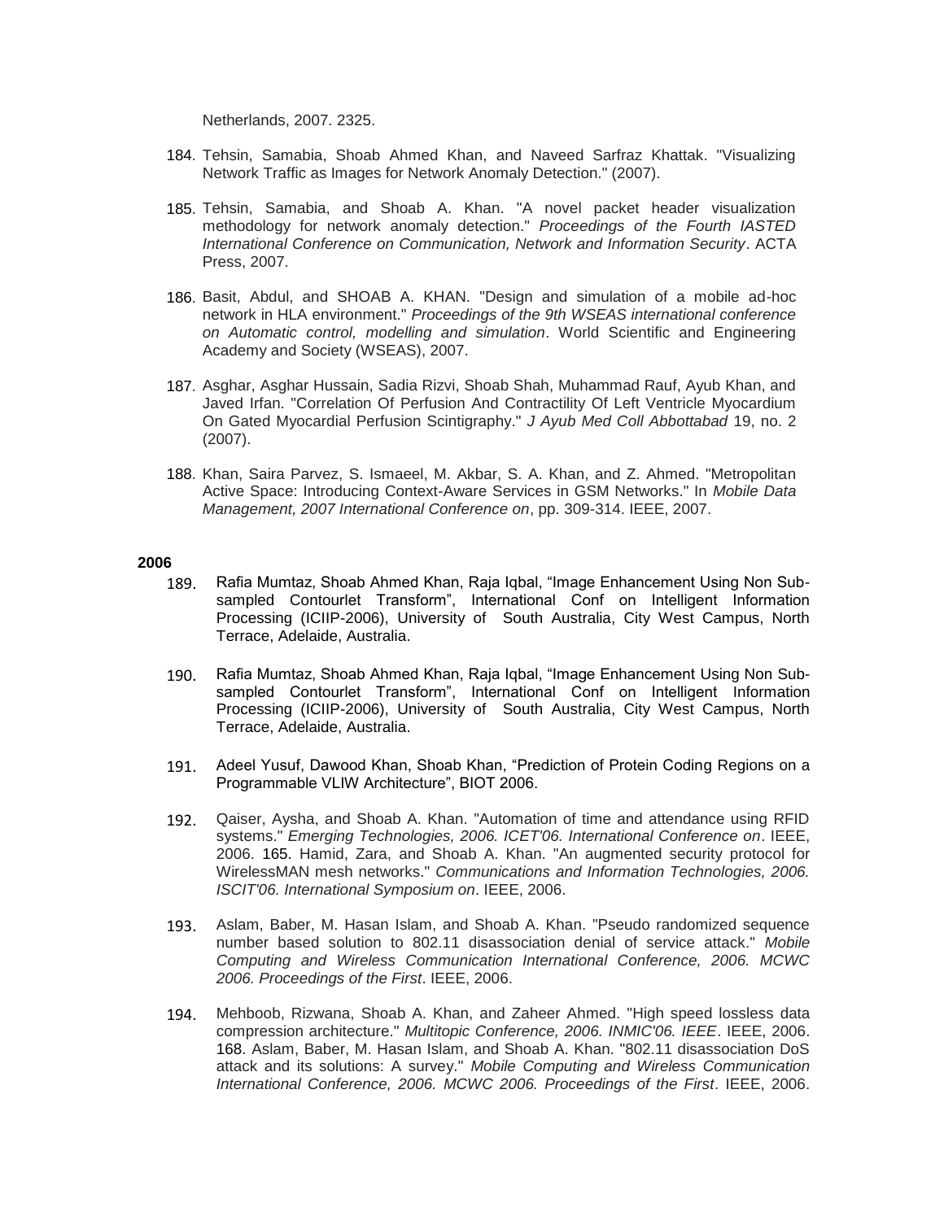Netherlands, 2007. 2325.

184. Tehsin, Samabia, Shoab Ahmed Khan, and Naveed Sarfraz Khattak. "Visualizing Network Traffic as Images for Network Anomaly Detection." (2007).

185. Tehsin, Samabia, and Shoab A. Khan. "A novel packet header visualization methodology for network anomaly detection." *Proceedings of the Fourth IASTED International Conference on Communication, Network and Information Security*. ACTA Press, 2007.

186. Basit, Abdul, and SHOAB A. KHAN. "Design and simulation of a mobile ad-hoc network in HLA environment." *Proceedings of the 9th WSEAS international conference on Automatic control, modelling and simulation*. World Scientific and Engineering Academy and Society (WSEAS), 2007.

187. Asghar, Asghar Hussain, Sadia Rizvi, Shoab Shah, Muhammad Rauf, Ayub Khan, and Javed Irfan. "Correlation Of Perfusion And Contractility Of Left Ventricle Myocardium On Gated Myocardial Perfusion Scintigraphy." *J Ayub Med Coll Abbottabad* 19, no. 2 (2007).

188. Khan, Saira Parvez, S. Ismaeel, M. Akbar, S. A. Khan, and Z. Ahmed. "Metropolitan Active Space: Introducing Context-Aware Services in GSM Networks." In *Mobile Data Management, 2007 International Conference on*, pp. 309-314. IEEE, 2007.

**2006**

189. Rafia Mumtaz, Shoab Ahmed Khan, Raja Iqbal, "Image Enhancement Using Non Sub-sampled Contourlet Transform", International Conf on Intelligent Information Processing (ICIIP-2006), University of South Australia, City West Campus, North Terrace, Adelaide, Australia.

190. Rafia Mumtaz, Shoab Ahmed Khan, Raja Iqbal, "Image Enhancement Using Non Sub-sampled Contourlet Transform", International Conf on Intelligent Information Processing (ICIIP-2006), University of South Australia, City West Campus, North Terrace, Adelaide, Australia.

191. Adeel Yusuf, Dawood Khan, Shoab Khan, "Prediction of Protein Coding Regions on a Programmable VLIW Architecture", BIOT 2006.

192. Qaiser, Aysha, and Shoab A. Khan. "Automation of time and attendance using RFID systems." *Emerging Technologies, 2006. ICET'06. International Conference on*. IEEE, 2006. 165. Hamid, Zara, and Shoab A. Khan. "An augmented security protocol for WirelessMAN mesh networks." *Communications and Information Technologies, 2006. ISCIT'06. International Symposium on*. IEEE, 2006.

193. Aslam, Baber, M. Hasan Islam, and Shoab A. Khan. "Pseudo randomized sequence number based solution to 802.11 disassociation denial of service attack." *Mobile Computing and Wireless Communication International Conference, 2006. MCWC 2006. Proceedings of the First*. IEEE, 2006.

194. Mehboob, Rizwana, Shoab A. Khan, and Zaheer Ahmed. "High speed lossless data compression architecture." *Multitopic Conference, 2006. INMIC'06. IEEE*. IEEE, 2006. 168. Aslam, Baber, M. Hasan Islam, and Shoab A. Khan. "802.11 disassociation DoS attack and its solutions: A survey." *Mobile Computing and Wireless Communication International Conference, 2006. MCWC 2006. Proceedings of the First*. IEEE, 2006.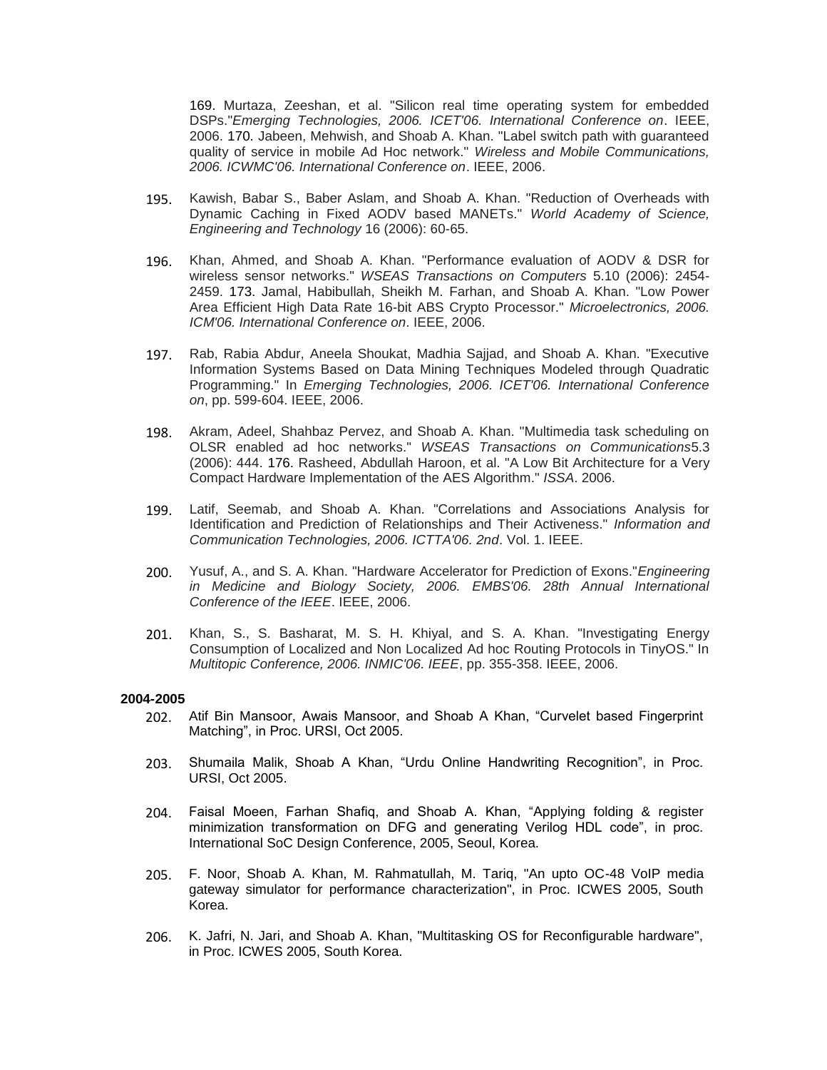169. Murtaza, Zeeshan, et al. "Silicon real time operating system for embedded DSPs."*Emerging Technologies, 2006. ICET'06. International Conference on*. IEEE, 2006. 170. Jabeen, Mehwish, and Shoab A. Khan. "Label switch path with guaranteed quality of service in mobile Ad Hoc network." *Wireless and Mobile Communications, 2006. ICWMC'06. International Conference on*. IEEE, 2006.

195. Kawish, Babar S., Baber Aslam, and Shoab A. Khan. "Reduction of Overheads with Dynamic Caching in Fixed AODV based MANETs." *World Academy of Science, Engineering and Technology* 16 (2006): 60-65.

196. Khan, Ahmed, and Shoab A. Khan. "Performance evaluation of AODV & DSR for wireless sensor networks." *WSEAS Transactions on Computers* 5.10 (2006): 2454-2459. 173. Jamal, Habibullah, Sheikh M. Farhan, and Shoab A. Khan. "Low Power Area Efficient High Data Rate 16-bit ABS Crypto Processor." *Microelectronics, 2006. ICM'06. International Conference on*. IEEE, 2006.

197. Rab, Rabia Abdur, Aneela Shoukat, Madhia Sajjad, and Shoab A. Khan. "Executive Information Systems Based on Data Mining Techniques Modeled through Quadratic Programming." In *Emerging Technologies, 2006. ICET'06. International Conference on*, pp. 599-604. IEEE, 2006.

198. Akram, Adeel, Shahbaz Pervez, and Shoab A. Khan. "Multimedia task scheduling on OLSR enabled ad hoc networks." *WSEAS Transactions on Communications*5.3 (2006): 444. 176. Rasheed, Abdullah Haroon, et al. "A Low Bit Architecture for a Very Compact Hardware Implementation of the AES Algorithm." *ISSA*. 2006.

199. Latif, Seemab, and Shoab A. Khan. "Correlations and Associations Analysis for Identification and Prediction of Relationships and Their Activeness." *Information and Communication Technologies, 2006. ICTTA'06. 2nd*. Vol. 1. IEEE.

200. Yusuf, A., and S. A. Khan. "Hardware Accelerator for Prediction of Exons."*Engineering in Medicine and Biology Society, 2006. EMBS'06. 28th Annual International Conference of the IEEE*. IEEE, 2006.

201. Khan, S., S. Basharat, M. S. H. Khiyal, and S. A. Khan. "Investigating Energy Consumption of Localized and Non Localized Ad hoc Routing Protocols in TinyOS." In *Multitopic Conference, 2006. INMIC'06. IEEE*, pp. 355-358. IEEE, 2006.

**2004-2005**

202. Atif Bin Mansoor, Awais Mansoor, and Shoab A Khan, "Curvelet based Fingerprint Matching", in Proc. URSI, Oct 2005.

203. Shumaila Malik, Shoab A Khan, "Urdu Online Handwriting Recognition", in Proc. URSI, Oct 2005.

204. Faisal Moeen, Farhan Shafiq, and Shoab A. Khan, "Applying folding & register minimization transformation on DFG and generating Verilog HDL code", in proc. International SoC Design Conference, 2005, Seoul, Korea.

205. F. Noor, Shoab A. Khan, M. Rahmatullah, M. Tariq, "An upto OC-48 VoIP media gateway simulator for performance characterization", in Proc. ICWES 2005, South Korea.

206. K. Jafri, N. Jari, and Shoab A. Khan, "Multitasking OS for Reconfigurable hardware", in Proc. ICWES 2005, South Korea.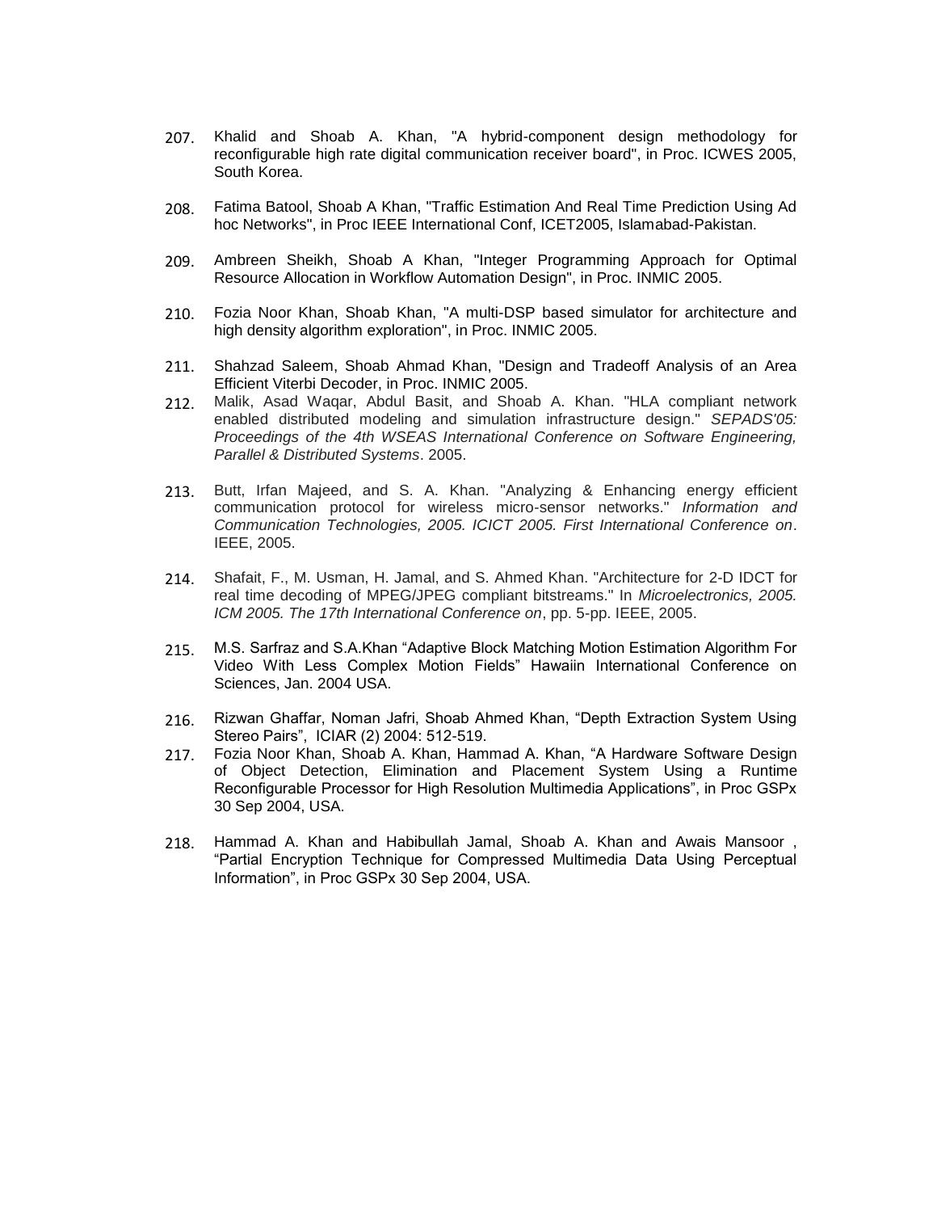207. Khalid and Shoab A. Khan, "A hybrid-component design methodology for reconfigurable high rate digital communication receiver board", in Proc. ICWES 2005, South Korea.

208. Fatima Batool, Shoab A Khan, "Traffic Estimation And Real Time Prediction Using Ad hoc Networks", in Proc IEEE International Conf, ICET2005, Islamabad-Pakistan.

209. Ambreen Sheikh, Shoab A Khan, "Integer Programming Approach for Optimal Resource Allocation in Workflow Automation Design", in Proc. INMIC 2005.

210. Fozia Noor Khan, Shoab Khan, "A multi-DSP based simulator for architecture and high density algorithm exploration", in Proc. INMIC 2005.

211. Shahzad Saleem, Shoab Ahmad Khan, "Design and Tradeoff Analysis of an Area Efficient Viterbi Decoder, in Proc. INMIC 2005.

212. Malik, Asad Waqar, Abdul Basit, and Shoab A. Khan. "HLA compliant network enabled distributed modeling and simulation infrastructure design." *SEPADS'05: Proceedings of the 4th WSEAS International Conference on Software Engineering, Parallel & Distributed Systems*. 2005.

213. Butt, Irfan Majeed, and S. A. Khan. "Analyzing & Enhancing energy efficient communication protocol for wireless micro-sensor networks." *Information and Communication Technologies, 2005. ICICT 2005. First International Conference on*. IEEE, 2005.

214. Shafait, F., M. Usman, H. Jamal, and S. Ahmed Khan. "Architecture for 2-D IDCT for real time decoding of MPEG/JPEG compliant bitstreams." In *Microelectronics, 2005. ICM 2005. The 17th International Conference on*, pp. 5-pp. IEEE, 2005.

215. M.S. Sarfraz and S.A.Khan "Adaptive Block Matching Motion Estimation Algorithm For Video With Less Complex Motion Fields" Hawaiin International Conference on Sciences, Jan. 2004 USA.

216. Rizwan Ghaffar, Noman Jafri, Shoab Ahmed Khan, "Depth Extraction System Using Stereo Pairs", ICIAR (2) 2004: 512-519.

217. Fozia Noor Khan, Shoab A. Khan, Hammad A. Khan, "A Hardware Software Design of Object Detection, Elimination and Placement System Using a Runtime Reconfigurable Processor for High Resolution Multimedia Applications", in Proc GSPx 30 Sep 2004, USA.

218. Hammad A. Khan and Habibullah Jamal, Shoab A. Khan and Awais Mansoor , "Partial Encryption Technique for Compressed Multimedia Data Using Perceptual Information", in Proc GSPx 30 Sep 2004, USA.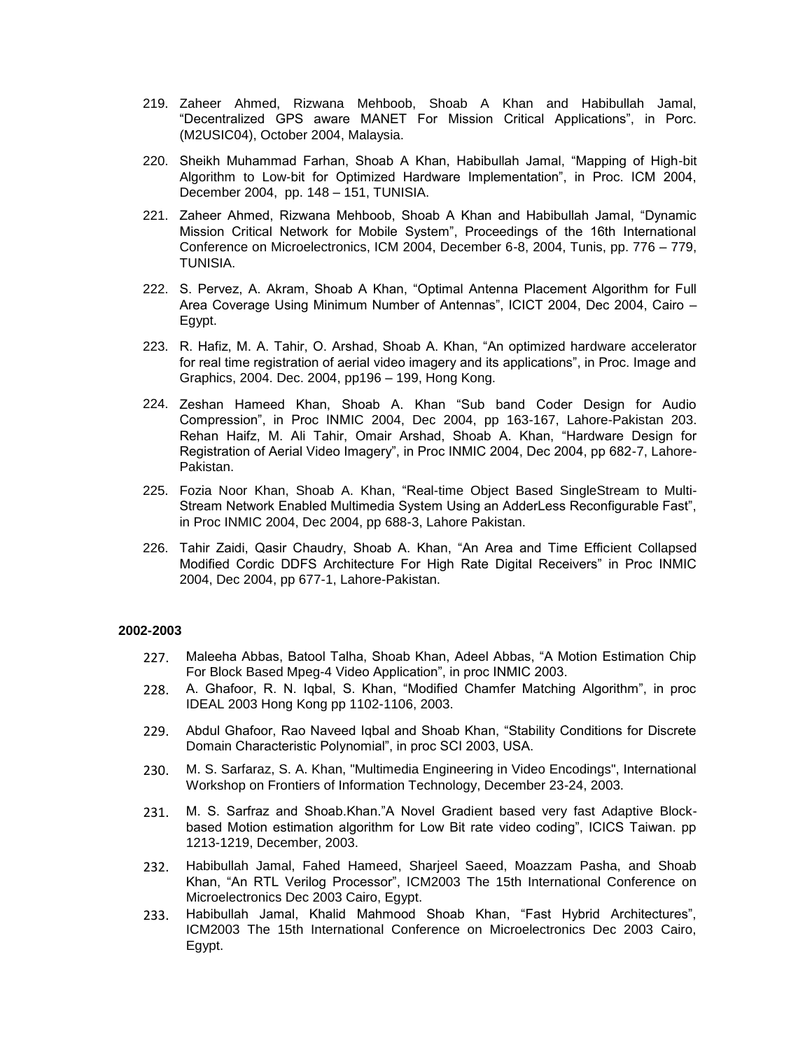219. Zaheer Ahmed, Rizwana Mehboob, Shoab A Khan and Habibullah Jamal, “Decentralized GPS aware MANET For Mission Critical Applications”, in Porc. (M2USIC04), October 2004, Malaysia.

220. Sheikh Muhammad Farhan, Shoab A Khan, Habibullah Jamal, “Mapping of High-bit Algorithm to Low-bit for Optimized Hardware Implementation”, in Proc. ICM 2004, December 2004, pp. 148 – 151, TUNISIA.

221. Zaheer Ahmed, Rizwana Mehboob, Shoab A Khan and Habibullah Jamal, “Dynamic Mission Critical Network for Mobile System”, Proceedings of the 16th International Conference on Microelectronics, ICM 2004, December 6-8, 2004, Tunis, pp. 776 – 779, TUNISIA.

222. S. Pervez, A. Akram, Shoab A Khan, “Optimal Antenna Placement Algorithm for Full Area Coverage Using Minimum Number of Antennas”, ICICT 2004, Dec 2004, Cairo – Egypt.

223. R. Hafiz, M. A. Tahir, O. Arshad, Shoab A. Khan, “An optimized hardware accelerator for real time registration of aerial video imagery and its applications”, in Proc. Image and Graphics, 2004. Dec. 2004, pp196 – 199, Hong Kong.

224. Zeshan Hameed Khan, Shoab A. Khan “Sub band Coder Design for Audio Compression”, in Proc INMIC 2004, Dec 2004, pp 163-167, Lahore-Pakistan 203. Rehan Haifz, M. Ali Tahir, Omair Arshad, Shoab A. Khan, “Hardware Design for Registration of Aerial Video Imagery”, in Proc INMIC 2004, Dec 2004, pp 682-7, Lahore-Pakistan.

225. Fozia Noor Khan, Shoab A. Khan, “Real-time Object Based SingleStream to Multi-Stream Network Enabled Multimedia System Using an AdderLess Reconfigurable Fast”, in Proc INMIC 2004, Dec 2004, pp 688-3, Lahore Pakistan.

226. Tahir Zaidi, Qasir Chaudry, Shoab A. Khan, “An Area and Time Efficient Collapsed Modified Cordic DDFS Architecture For High Rate Digital Receivers” in Proc INMIC 2004, Dec 2004, pp 677-1, Lahore-Pakistan.

**2002-2003**

227. Maleeha Abbas, Batool Talha, Shoab Khan, Adeel Abbas, “A Motion Estimation Chip For Block Based Mpeg-4 Video Application”, in proc INMIC 2003.

228. A. Ghafoor, R. N. Iqbal, S. Khan, “Modified Chamfer Matching Algorithm”, in proc IDEAL 2003 Hong Kong pp 1102-1106, 2003.

229. Abdul Ghafoor, Rao Naveed Iqbal and Shoab Khan, “Stability Conditions for Discrete Domain Characteristic Polynomial”, in proc SCI 2003, USA.

230. M. S. Sarfaraz, S. A. Khan, "Multimedia Engineering in Video Encodings", International Workshop on Frontiers of Information Technology, December 23-24, 2003.

231. M. S. Sarfraz and Shoab.Khan.”A Novel Gradient based very fast Adaptive Block-based Motion estimation algorithm for Low Bit rate video coding”, ICICS Taiwan. pp 1213-1219, December, 2003.

232. Habibullah Jamal, Fahed Hameed, Sharjeel Saeed, Moazzam Pasha, and Shoab Khan, “An RTL Verilog Processor”, ICM2003 The 15th International Conference on Microelectronics Dec 2003 Cairo, Egypt.

233. Habibullah Jamal, Khalid Mahmood Shoab Khan, “Fast Hybrid Architectures”, ICM2003 The 15th International Conference on Microelectronics Dec 2003 Cairo, Egypt.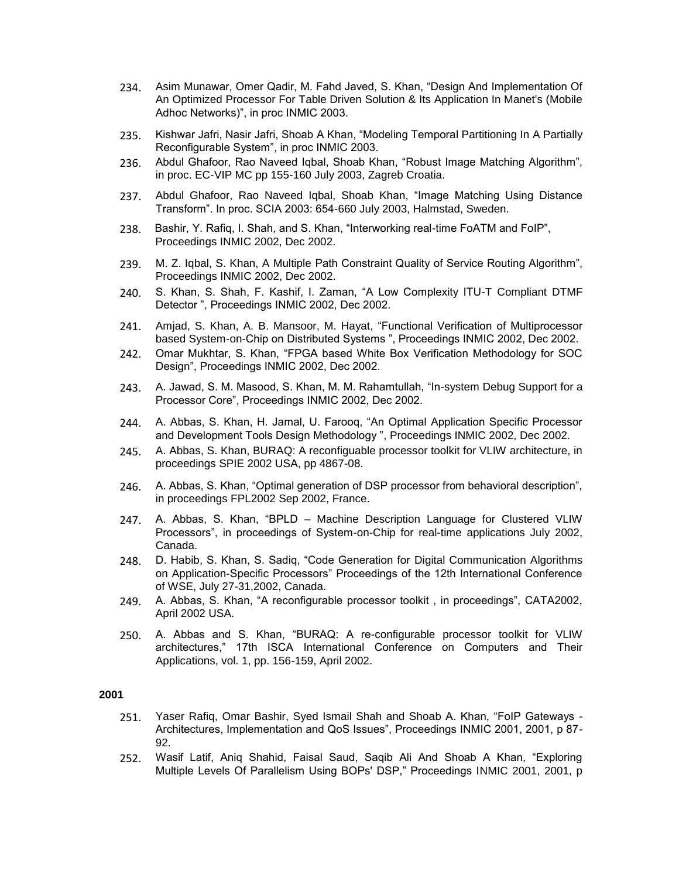234. Asim Munawar, Omer Qadir, M. Fahd Javed, S. Khan, “Design And Implementation Of An Optimized Processor For Table Driven Solution & Its Application In Manet's (Mobile Adhoc Networks)”, in proc INMIC 2003.

235. Kishwar Jafri, Nasir Jafri, Shoab A Khan, “Modeling Temporal Partitioning In A Partially Reconfigurable System”, in proc INMIC 2003.

236. Abdul Ghafoor, Rao Naveed Iqbal, Shoab Khan, “Robust Image Matching Algorithm”, in proc. EC-VIP MC pp 155-160 July 2003, Zagreb Croatia.

237. Abdul Ghafoor, Rao Naveed Iqbal, Shoab Khan, “Image Matching Using Distance Transform”. In proc. SCIA 2003: 654-660 July 2003, Halmstad, Sweden.

238. Bashir, Y. Rafiq, I. Shah, and S. Khan, “Interworking real-time FoATM and FoIP”, Proceedings INMIC 2002, Dec 2002.

239. M. Z. Iqbal, S. Khan, A Multiple Path Constraint Quality of Service Routing Algorithm”, Proceedings INMIC 2002, Dec 2002.

240. S. Khan, S. Shah, F. Kashif, I. Zaman, “A Low Complexity ITU-T Compliant DTMF Detector ”, Proceedings INMIC 2002, Dec 2002.

241. Amjad, S. Khan, A. B. Mansoor, M. Hayat, “Functional Verification of Multiprocessor based System-on-Chip on Distributed Systems ”, Proceedings INMIC 2002, Dec 2002.

242. Omar Mukhtar, S. Khan, “FPGA based White Box Verification Methodology for SOC Design”, Proceedings INMIC 2002, Dec 2002.

243. A. Jawad, S. M. Masood, S. Khan, M. M. Rahamtullah, “In-system Debug Support for a Processor Core”, Proceedings INMIC 2002, Dec 2002.

244. A. Abbas, S. Khan, H. Jamal, U. Farooq, “An Optimal Application Specific Processor and Development Tools Design Methodology ”, Proceedings INMIC 2002, Dec 2002.

245. A. Abbas, S. Khan, BURAQ: A reconfiguable processor toolkit for VLIW architecture, in proceedings SPIE 2002 USA, pp 4867-08.

246. A. Abbas, S. Khan, “Optimal generation of DSP processor from behavioral description”, in proceedings FPL2002 Sep 2002, France.

247. A. Abbas, S. Khan, “BPLD – Machine Description Language for Clustered VLIW Processors”, in proceedings of System-on-Chip for real-time applications July 2002, Canada.

248. D. Habib, S. Khan, S. Sadiq, “Code Generation for Digital Communication Algorithms on Application-Specific Processors” Proceedings of the 12th International Conference of WSE, July 27-31,2002, Canada.

249. A. Abbas, S. Khan, “A reconfigurable processor toolkit , in proceedings”, CATA2002, April 2002 USA.

250. A. Abbas and S. Khan, “BURAQ: A re-configurable processor toolkit for VLIW architectures,” 17th ISCA International Conference on Computers and Their Applications, vol. 1, pp. 156-159, April 2002.

**2001**

251. Yaser Rafiq, Omar Bashir, Syed Ismail Shah and Shoab A. Khan, “FoIP Gateways - Architectures, Implementation and QoS Issues”, Proceedings INMIC 2001, 2001, p 87-92.

252. Wasif Latif, Aniq Shahid, Faisal Saud, Saqib Ali And Shoab A Khan, “Exploring Multiple Levels Of Parallelism Using BOPs' DSP,” Proceedings INMIC 2001, 2001, p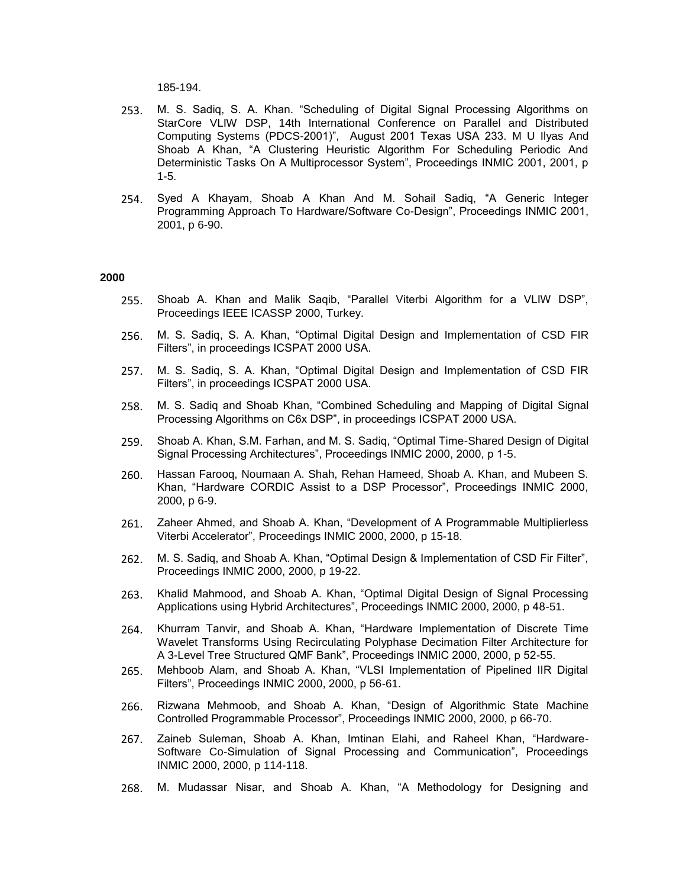185-194.

253. M. S. Sadiq, S. A. Khan. "Scheduling of Digital Signal Processing Algorithms on StarCore VLIW DSP, 14th International Conference on Parallel and Distributed Computing Systems (PDCS-2001)", August 2001 Texas USA 233. M U Ilyas And Shoab A Khan, "A Clustering Heuristic Algorithm For Scheduling Periodic And Deterministic Tasks On A Multiprocessor System", Proceedings INMIC 2001, 2001, p 1-5.

254. Syed A Khayam, Shoab A Khan And M. Sohail Sadiq, "A Generic Integer Programming Approach To Hardware/Software Co-Design", Proceedings INMIC 2001, 2001, p 6-90.

**2000**

255. Shoab A. Khan and Malik Saqib, "Parallel Viterbi Algorithm for a VLIW DSP", Proceedings IEEE ICASSP 2000, Turkey.

256. M. S. Sadiq, S. A. Khan, "Optimal Digital Design and Implementation of CSD FIR Filters", in proceedings ICSPAT 2000 USA.

257. M. S. Sadiq, S. A. Khan, "Optimal Digital Design and Implementation of CSD FIR Filters", in proceedings ICSPAT 2000 USA.

258. M. S. Sadiq and Shoab Khan, "Combined Scheduling and Mapping of Digital Signal Processing Algorithms on C6x DSP", in proceedings ICSPAT 2000 USA.

259. Shoab A. Khan, S.M. Farhan, and M. S. Sadiq, "Optimal Time-Shared Design of Digital Signal Processing Architectures", Proceedings INMIC 2000, 2000, p 1-5.

260. Hassan Farooq, Noumaan A. Shah, Rehan Hameed, Shoab A. Khan, and Mubeen S. Khan, "Hardware CORDIC Assist to a DSP Processor", Proceedings INMIC 2000, 2000, p 6-9.

261. Zaheer Ahmed, and Shoab A. Khan, "Development of A Programmable Multiplierless Viterbi Accelerator", Proceedings INMIC 2000, 2000, p 15-18.

262. M. S. Sadiq, and Shoab A. Khan, "Optimal Design & Implementation of CSD Fir Filter", Proceedings INMIC 2000, 2000, p 19-22.

263. Khalid Mahmood, and Shoab A. Khan, "Optimal Digital Design of Signal Processing Applications using Hybrid Architectures", Proceedings INMIC 2000, 2000, p 48-51.

264. Khurram Tanvir, and Shoab A. Khan, "Hardware Implementation of Discrete Time Wavelet Transforms Using Recirculating Polyphase Decimation Filter Architecture for A 3-Level Tree Structured QMF Bank", Proceedings INMIC 2000, 2000, p 52-55.

265. Mehboob Alam, and Shoab A. Khan, "VLSI Implementation of Pipelined IIR Digital Filters", Proceedings INMIC 2000, 2000, p 56-61.

266. Rizwana Mehmoob, and Shoab A. Khan, "Design of Algorithmic State Machine Controlled Programmable Processor", Proceedings INMIC 2000, 2000, p 66-70.

267. Zaineb Suleman, Shoab A. Khan, Imtinan Elahi, and Raheel Khan, "Hardware-Software Co-Simulation of Signal Processing and Communication", Proceedings INMIC 2000, 2000, p 114-118.

268. M. Mudassar Nisar, and Shoab A. Khan, "A Methodology for Designing and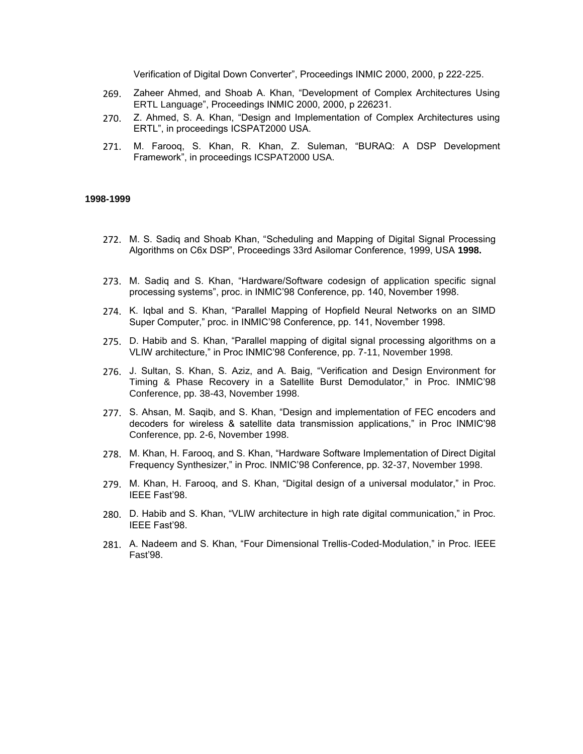Verification of Digital Down Converter", Proceedings INMIC 2000, 2000, p 222-225.

269. Zaheer Ahmed, and Shoab A. Khan, "Development of Complex Architectures Using ERTL Language", Proceedings INMIC 2000, 2000, p 226231.
270. Z. Ahmed, S. A. Khan, "Design and Implementation of Complex Architectures using ERTL", in proceedings ICSPAT2000 USA.
271. M. Farooq, S. Khan, R. Khan, Z. Suleman, "BURAQ: A DSP Development Framework", in proceedings ICSPAT2000 USA.

**1998-1999**

272. M. S. Sadiq and Shoab Khan, "Scheduling and Mapping of Digital Signal Processing Algorithms on C6x DSP", Proceedings 33rd Asilomar Conference, 1999, USA **1998.**
273. M. Sadiq and S. Khan, "Hardware/Software codesign of application specific signal processing systems", proc. in INMIC'98 Conference, pp. 140, November 1998.
274. K. Iqbal and S. Khan, "Parallel Mapping of Hopfield Neural Networks on an SIMD Super Computer," proc. in INMIC'98 Conference, pp. 141, November 1998.
275. D. Habib and S. Khan, "Parallel mapping of digital signal processing algorithms on a VLIW architecture," in Proc INMIC'98 Conference, pp. 7-11, November 1998.
276. J. Sultan, S. Khan, S. Aziz, and A. Baig, "Verification and Design Environment for Timing & Phase Recovery in a Satellite Burst Demodulator," in Proc. INMIC'98 Conference, pp. 38-43, November 1998.
277. S. Ahsan, M. Saqib, and S. Khan, "Design and implementation of FEC encoders and decoders for wireless & satellite data transmission applications," in Proc INMIC'98 Conference, pp. 2-6, November 1998.
278. M. Khan, H. Farooq, and S. Khan, "Hardware Software Implementation of Direct Digital Frequency Synthesizer," in Proc. INMIC'98 Conference, pp. 32-37, November 1998.
279. M. Khan, H. Farooq, and S. Khan, "Digital design of a universal modulator," in Proc. IEEE Fast'98.
280. D. Habib and S. Khan, "VLIW architecture in high rate digital communication," in Proc. IEEE Fast'98.
281. A. Nadeem and S. Khan, "Four Dimensional Trellis-Coded-Modulation," in Proc. IEEE Fast'98.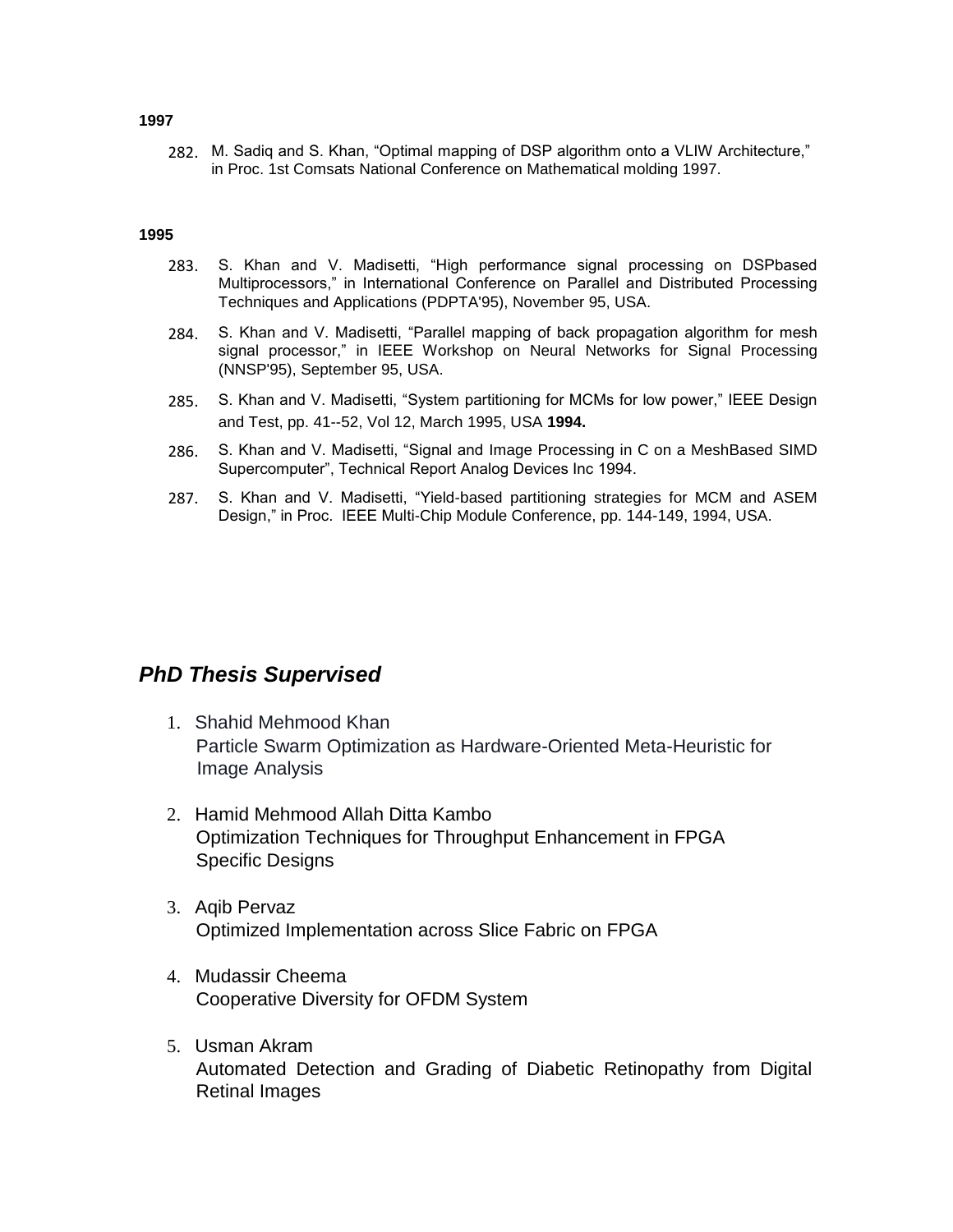**1997**

282. M. Sadiq and S. Khan, "Optimal mapping of DSP algorithm onto a VLIW Architecture," in Proc. 1st Comsats National Conference on Mathematical molding 1997.

**1995**

283. S. Khan and V. Madisetti, "High performance signal processing on DSPbased Multiprocessors," in International Conference on Parallel and Distributed Processing Techniques and Applications (PDPTA'95), November 95, USA.
284. S. Khan and V. Madisetti, "Parallel mapping of back propagation algorithm for mesh signal processor," in IEEE Workshop on Neural Networks for Signal Processing (NNSP'95), September 95, USA.
285. S. Khan and V. Madisetti, "System partitioning for MCMs for low power," IEEE Design and Test, pp. 41--52, Vol 12, March 1995, USA **1994.**
286. S. Khan and V. Madisetti, "Signal and Image Processing in C on a MeshBased SIMD Supercomputer", Technical Report Analog Devices Inc 1994.
287. S. Khan and V. Madisetti, "Yield-based partitioning strategies for MCM and ASEM Design," in Proc. IEEE Multi-Chip Module Conference, pp. 144-149, 1994, USA.

## *PhD Thesis Supervised*

1. Shahid Mehmood Khan
   Particle Swarm Optimization as Hardware-Oriented Meta-Heuristic for Image Analysis

2. Hamid Mehmood Allah Ditta Kambo
   Optimization Techniques for Throughput Enhancement in FPGA Specific Designs

3. Aqib Pervaz
   Optimized Implementation across Slice Fabric on FPGA

4. Mudassir Cheema
   Cooperative Diversity for OFDM System

5. Usman Akram
   Automated Detection and Grading of Diabetic Retinopathy from Digital Retinal Images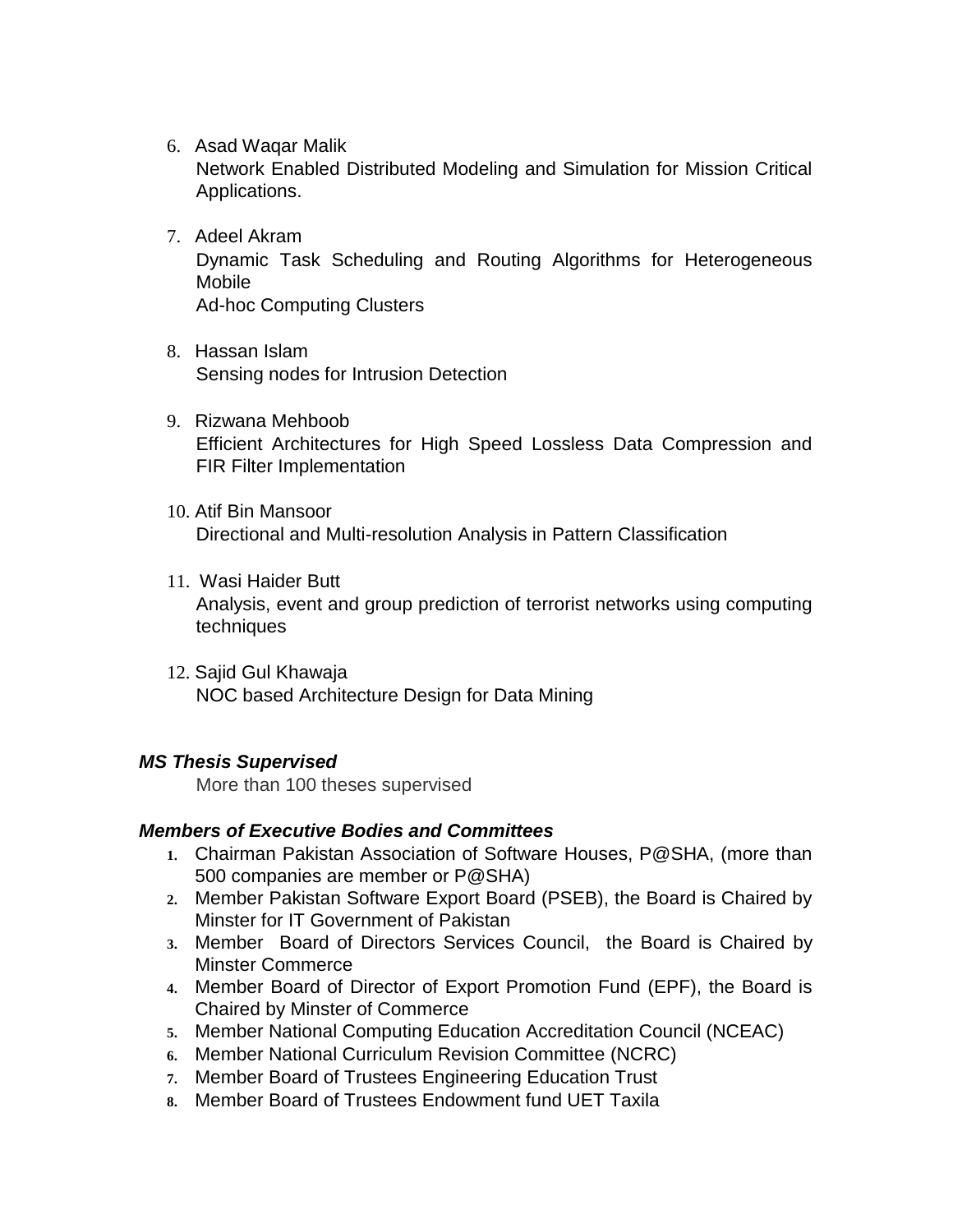6. Asad Waqar Malik
   Network Enabled Distributed Modeling and Simulation for Mission Critical Applications.

7. Adeel Akram
   Dynamic Task Scheduling and Routing Algorithms for Heterogeneous Mobile
   Ad-hoc Computing Clusters

8. Hassan Islam
   Sensing nodes for Intrusion Detection

9. Rizwana Mehboob
   Efficient Architectures for High Speed Lossless Data Compression and FIR Filter Implementation

10. Atif Bin Mansoor
    Directional and Multi-resolution Analysis in Pattern Classification

11. Wasi Haider Butt
    Analysis, event and group prediction of terrorist networks using computing techniques

12. Sajid Gul Khawaja
    NOC based Architecture Design for Data Mining

***MS Thesis Supervised***

More than 100 theses supervised

***Members of Executive Bodies and Committees***

1. Chairman Pakistan Association of Software Houses, P@SHA, (more than 500 companies are member or P@SHA)
2. Member Pakistan Software Export Board (PSEB), the Board is Chaired by Minster for IT Government of Pakistan
3. Member Board of Directors Services Council, the Board is Chaired by Minster Commerce
4. Member Board of Director of Export Promotion Fund (EPF), the Board is Chaired by Minster of Commerce
5. Member National Computing Education Accreditation Council (NCEAC)
6. Member National Curriculum Revision Committee (NCRC)
7. Member Board of Trustees Engineering Education Trust
8. Member Board of Trustees Endowment fund UET Taxila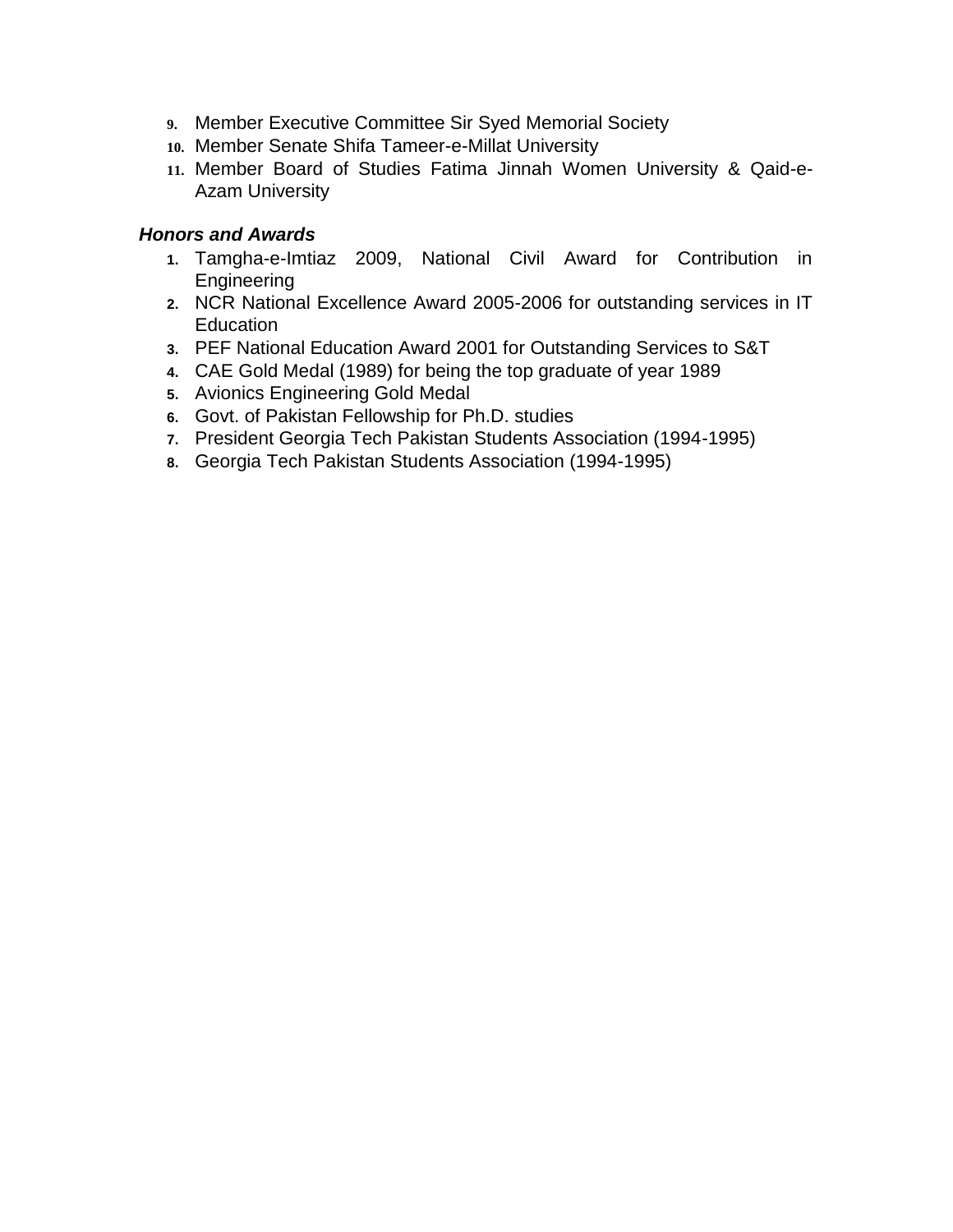9. Member Executive Committee Sir Syed Memorial Society
10. Member Senate Shifa Tameer-e-Millat University
11. Member Board of Studies Fatima Jinnah Women University & Qaid-e-Azam University

***Honors and Awards***

1. Tamgha-e-Imtiaz 2009, National Civil Award for Contribution in Engineering
2. NCR National Excellence Award 2005-2006 for outstanding services in IT Education
3. PEF National Education Award 2001 for Outstanding Services to S&T
4. CAE Gold Medal (1989) for being the top graduate of year 1989
5. Avionics Engineering Gold Medal
6. Govt. of Pakistan Fellowship for Ph.D. studies
7. President Georgia Tech Pakistan Students Association (1994-1995)
8. Georgia Tech Pakistan Students Association (1994-1995)